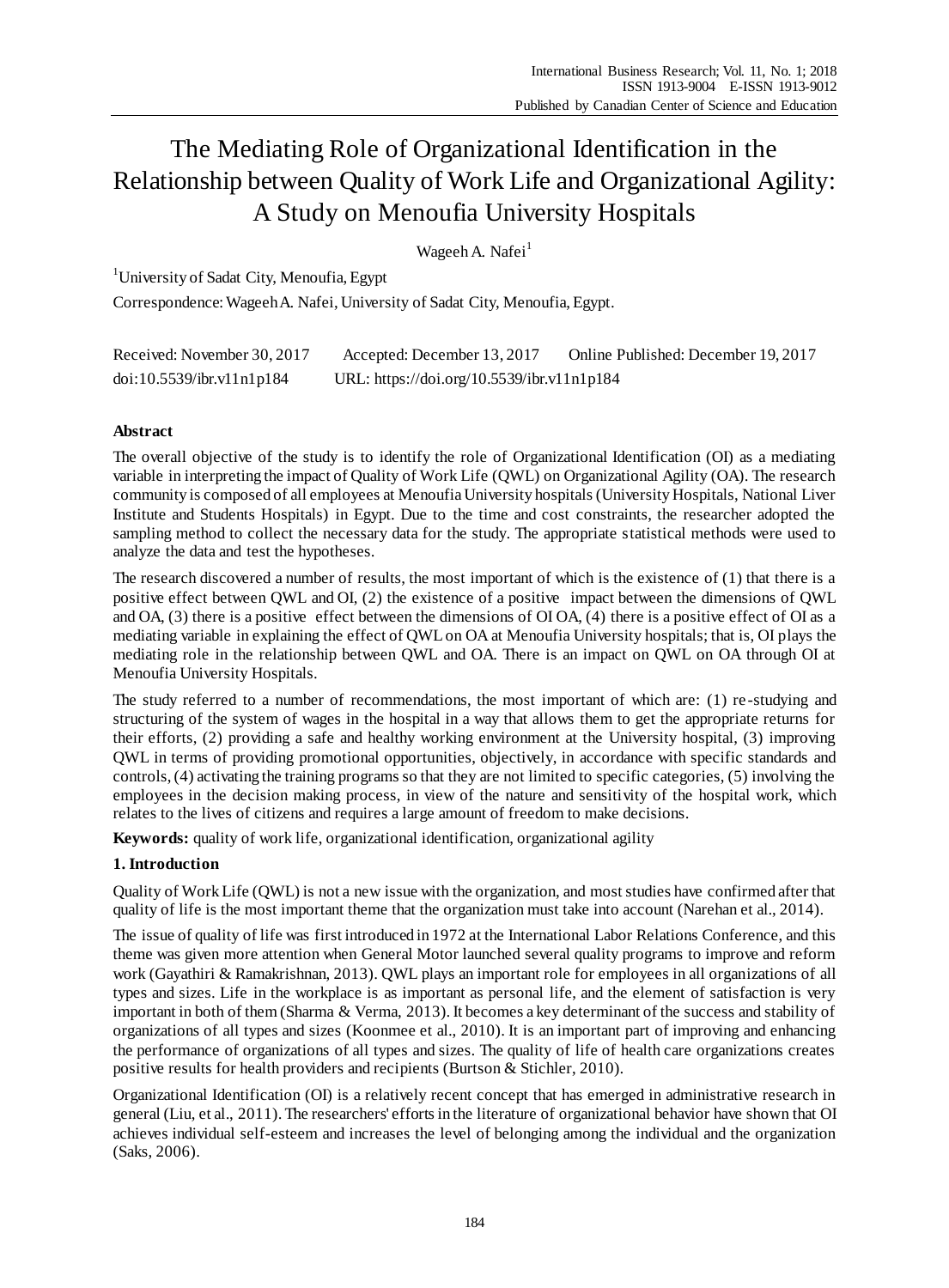# The Mediating Role of Organizational Identification in the Relationship between Quality of Work Life and Organizational Agility: A Study on Menoufia University Hospitals

Wageeh A. Nafei[1]

[1]University of Sadat City, Menoufia, Egypt

Correspondence: Wageeh A. Nafei, University of Sadat City, Menoufia, Egypt.

Received: November 30, 2017 Accepted: December 13, 2017 Online Published: December 19, 2017

doi:10.5539/ibr.v11n1p184 URL: https://doi.org/10.5539/ibr.v11n1p184

## Abstract

The overall objective of the study is to identify the role of Organizational Identification (OI) as a mediating variable in interpreting the impact of Quality of Work Life (QWL) on Organizational Agility (OA). The research community is composed of all employees at Menoufia University hospitals (University Hospitals, National Liver Institute and Students Hospitals) in Egypt. Due to the time and cost constraints, the researcher adopted the sampling method to collect the necessary data for the study. The appropriate statistical methods were used to analyze the data and test the hypotheses.

The research discovered a number of results, the most important of which is the existence of (1) that there is a positive effect between QWL and OI, (2) the existence of a positive impact between the dimensions of QWL and OA, (3) there is a positive effect between the dimensions of OI OA, (4) there is a positive effect of OI as a mediating variable in explaining the effect of QWL on OA at Menoufia University hospitals; that is, OI plays the mediating role in the relationship between QWL and OA. There is an impact on QWL on OA through OI at Menoufia University Hospitals.

The study referred to a number of recommendations, the most important of which are: (1) re-studying and structuring of the system of wages in the hospital in a way that allows them to get the appropriate returns for their efforts, (2) providing a safe and healthy working environment at the University hospital, (3) improving QWL in terms of providing promotional opportunities, objectively, in accordance with specific standards and controls, (4) activating the training programs so that they are not limited to specific categories, (5) involving the employees in the decision making process, in view of the nature and sensitivity of the hospital work, which relates to the lives of citizens and requires a large amount of freedom to make decisions.

**Keywords:** quality of work life, organizational identification, organizational agility

## 1. Introduction

Quality of Work Life (QWL) is not a new issue with the organization, and most studies have confirmed after that quality of life is the most important theme that the organization must take into account (Narehan et al., 2014).

The issue of quality of life was first introduced in 1972 at the International Labor Relations Conference, and this theme was given more attention when General Motor launched several quality programs to improve and reform work (Gayathiri & Ramakrishnan, 2013). QWL plays an important role for employees in all organizations of all types and sizes. Life in the workplace is as important as personal life, and the element of satisfaction is very important in both of them (Sharma & Verma, 2013). It becomes a key determinant of the success and stability of organizations of all types and sizes (Koonmee et al., 2010). It is an important part of improving and enhancing the performance of organizations of all types and sizes. The quality of life of health care organizations creates positive results for health providers and recipients (Burtson & Stichler, 2010).

Organizational Identification (OI) is a relatively recent concept that has emerged in administrative research in general (Liu, et al., 2011). The researchers' efforts in the literature of organizational behavior have shown that OI achieves individual self-esteem and increases the level of belonging among the individual and the organization (Saks, 2006).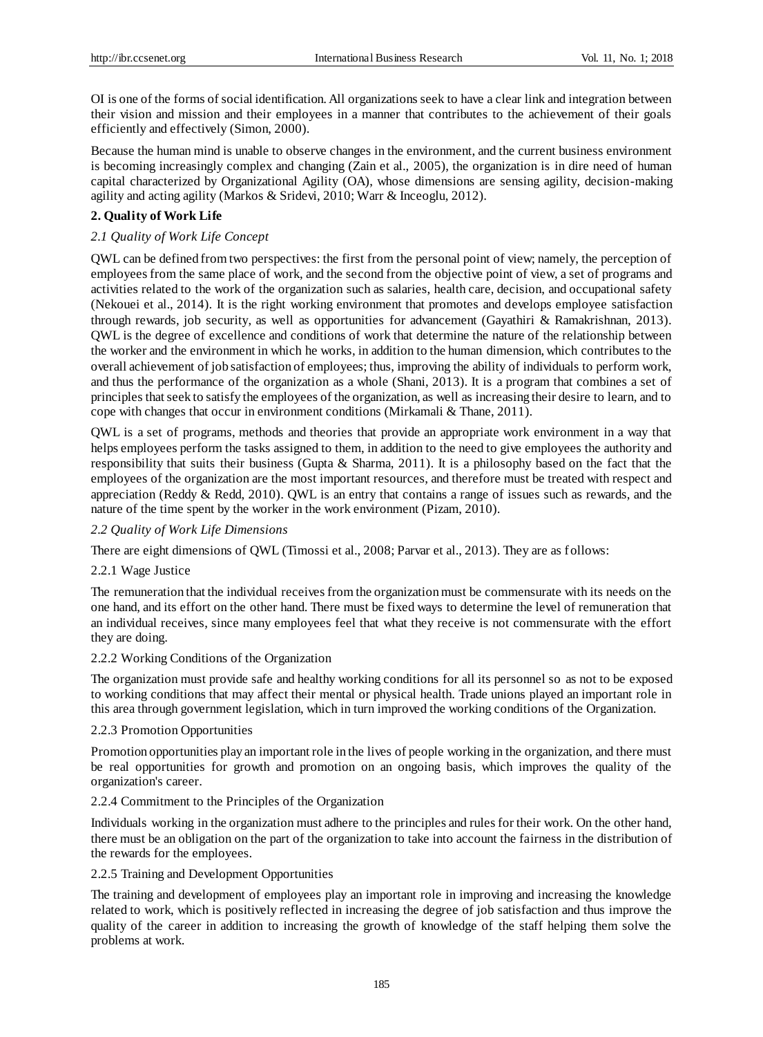OI is one of the forms of social identification. All organizations seek to have a clear link and integration between their vision and mission and their employees in a manner that contributes to the achievement of their goals efficiently and effectively (Simon, 2000).

Because the human mind is unable to observe changes in the environment, and the current business environment is becoming increasingly complex and changing (Zain et al., 2005), the organization is in dire need of human capital characterized by Organizational Agility (OA), whose dimensions are sensing agility, decision-making agility and acting agility (Markos & Sridevi, 2010; Warr & Inceoglu, 2012).

## 2. Quality of Work Life

### *2.1 Quality of Work Life Concept*

QWL can be defined from two perspectives: the first from the personal point of view; namely, the perception of employees from the same place of work, and the second from the objective point of view, a set of programs and activities related to the work of the organization such as salaries, health care, decision, and occupational safety (Nekouei et al., 2014). It is the right working environment that promotes and develops employee satisfaction through rewards, job security, as well as opportunities for advancement (Gayathiri & Ramakrishnan, 2013). QWL is the degree of excellence and conditions of work that determine the nature of the relationship between the worker and the environment in which he works, in addition to the human dimension, which contributes to the overall achievement of job satisfaction of employees; thus, improving the ability of individuals to perform work, and thus the performance of the organization as a whole (Shani, 2013). It is a program that combines a set of principles that seek to satisfy the employees of the organization, as well as increasing their desire to learn, and to cope with changes that occur in environment conditions (Mirkamali & Thane, 2011).

QWL is a set of programs, methods and theories that provide an appropriate work environment in a way that helps employees perform the tasks assigned to them, in addition to the need to give employees the authority and responsibility that suits their business (Gupta & Sharma, 2011). It is a philosophy based on the fact that the employees of the organization are the most important resources, and therefore must be treated with respect and appreciation (Reddy & Redd, 2010). QWL is an entry that contains a range of issues such as rewards, and the nature of the time spent by the worker in the work environment (Pizam, 2010).

### *2.2 Quality of Work Life Dimensions*

There are eight dimensions of QWL (Timossi et al., 2008; Parvar et al., 2013). They are as follows:

#### 2.2.1 Wage Justice

The remuneration that the individual receives from the organization must be commensurate with its needs on the one hand, and its effort on the other hand. There must be fixed ways to determine the level of remuneration that an individual receives, since many employees feel that what they receive is not commensurate with the effort they are doing.

#### 2.2.2 Working Conditions of the Organization

The organization must provide safe and healthy working conditions for all its personnel so as not to be exposed to working conditions that may affect their mental or physical health. Trade unions played an important role in this area through government legislation, which in turn improved the working conditions of the Organization.

#### 2.2.3 Promotion Opportunities

Promotion opportunities play an important role in the lives of people working in the organization, and there must be real opportunities for growth and promotion on an ongoing basis, which improves the quality of the organization's career.

#### 2.2.4 Commitment to the Principles of the Organization

Individuals working in the organization must adhere to the principles and rules for their work. On the other hand, there must be an obligation on the part of the organization to take into account the fairness in the distribution of the rewards for the employees.

#### 2.2.5 Training and Development Opportunities

The training and development of employees play an important role in improving and increasing the knowledge related to work, which is positively reflected in increasing the degree of job satisfaction and thus improve the quality of the career in addition to increasing the growth of knowledge of the staff helping them solve the problems at work.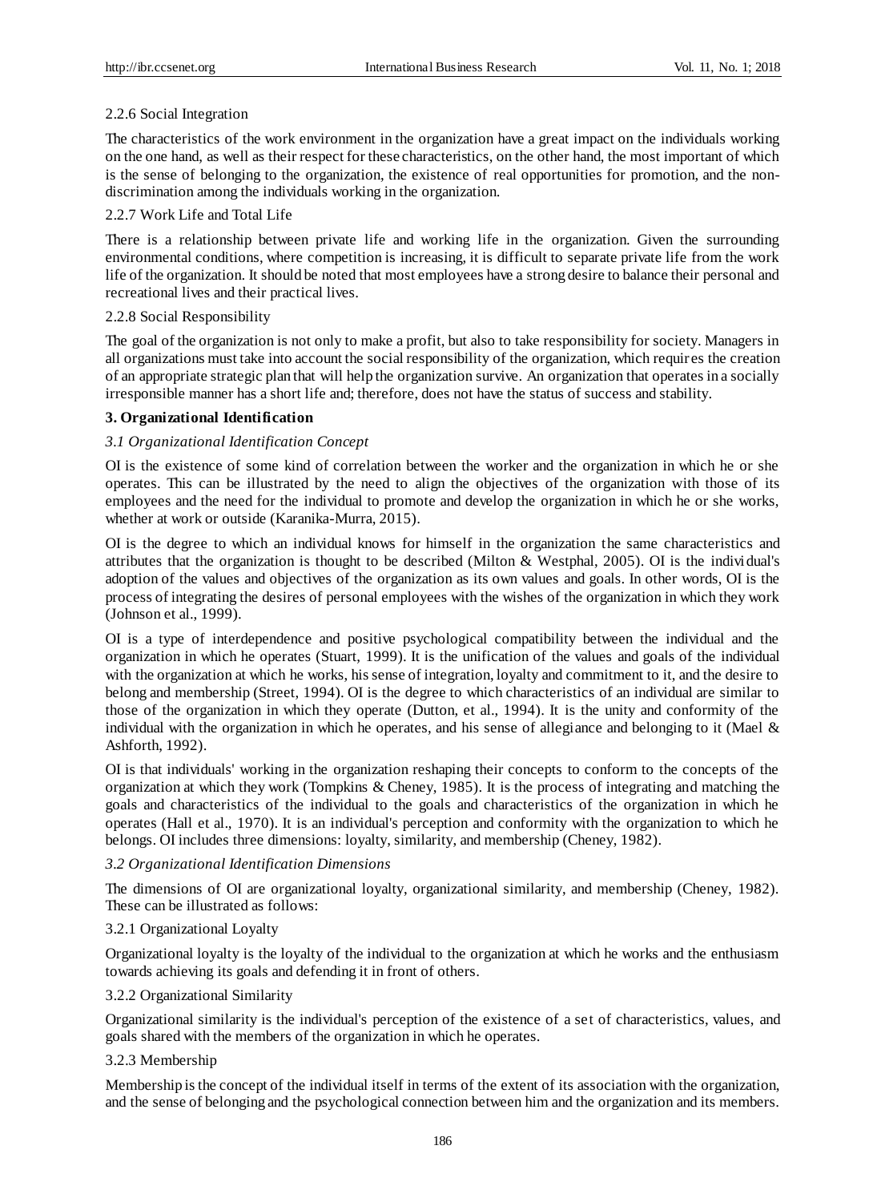#### 2.2.6 Social Integration

The characteristics of the work environment in the organization have a great impact on the individuals working on the one hand, as well as their respect for these characteristics, on the other hand, the most important of which is the sense of belonging to the organization, the existence of real opportunities for promotion, and the non-discrimination among the individuals working in the organization.

#### 2.2.7 Work Life and Total Life

There is a relationship between private life and working life in the organization. Given the surrounding environmental conditions, where competition is increasing, it is difficult to separate private life from the work life of the organization. It should be noted that most employees have a strong desire to balance their personal and recreational lives and their practical lives.

#### 2.2.8 Social Responsibility

The goal of the organization is not only to make a profit, but also to take responsibility for society. Managers in all organizations must take into account the social responsibility of the organization, which requires the creation of an appropriate strategic plan that will help the organization survive. An organization that operates in a socially irresponsible manner has a short life and; therefore, does not have the status of success and stability.

## 3. Organizational Identification

### *3.1 Organizational Identification Concept*

OI is the existence of some kind of correlation between the worker and the organization in which he or she operates. This can be illustrated by the need to align the objectives of the organization with those of its employees and the need for the individual to promote and develop the organization in which he or she works, whether at work or outside (Karanika-Murra, 2015).

OI is the degree to which an individual knows for himself in the organization the same characteristics and attributes that the organization is thought to be described (Milton & Westphal, 2005). OI is the individual's adoption of the values and objectives of the organization as its own values and goals. In other words, OI is the process of integrating the desires of personal employees with the wishes of the organization in which they work (Johnson et al., 1999).

OI is a type of interdependence and positive psychological compatibility between the individual and the organization in which he operates (Stuart, 1999). It is the unification of the values and goals of the individual with the organization at which he works, his sense of integration, loyalty and commitment to it, and the desire to belong and membership (Street, 1994). OI is the degree to which characteristics of an individual are similar to those of the organization in which they operate (Dutton, et al., 1994). It is the unity and conformity of the individual with the organization in which he operates, and his sense of allegiance and belonging to it (Mael & Ashforth, 1992).

OI is that individuals' working in the organization reshaping their concepts to conform to the concepts of the organization at which they work (Tompkins & Cheney, 1985). It is the process of integrating and matching the goals and characteristics of the individual to the goals and characteristics of the organization in which he operates (Hall et al., 1970). It is an individual's perception and conformity with the organization to which he belongs. OI includes three dimensions: loyalty, similarity, and membership (Cheney, 1982).

### *3.2 Organizational Identification Dimensions*

The dimensions of OI are organizational loyalty, organizational similarity, and membership (Cheney, 1982). These can be illustrated as follows:

#### 3.2.1 Organizational Loyalty

Organizational loyalty is the loyalty of the individual to the organization at which he works and the enthusiasm towards achieving its goals and defending it in front of others.

#### 3.2.2 Organizational Similarity

Organizational similarity is the individual's perception of the existence of a set of characteristics, values, and goals shared with the members of the organization in which he operates.

#### 3.2.3 Membership

Membership is the concept of the individual itself in terms of the extent of its association with the organization, and the sense of belonging and the psychological connection between him and the organization and its members.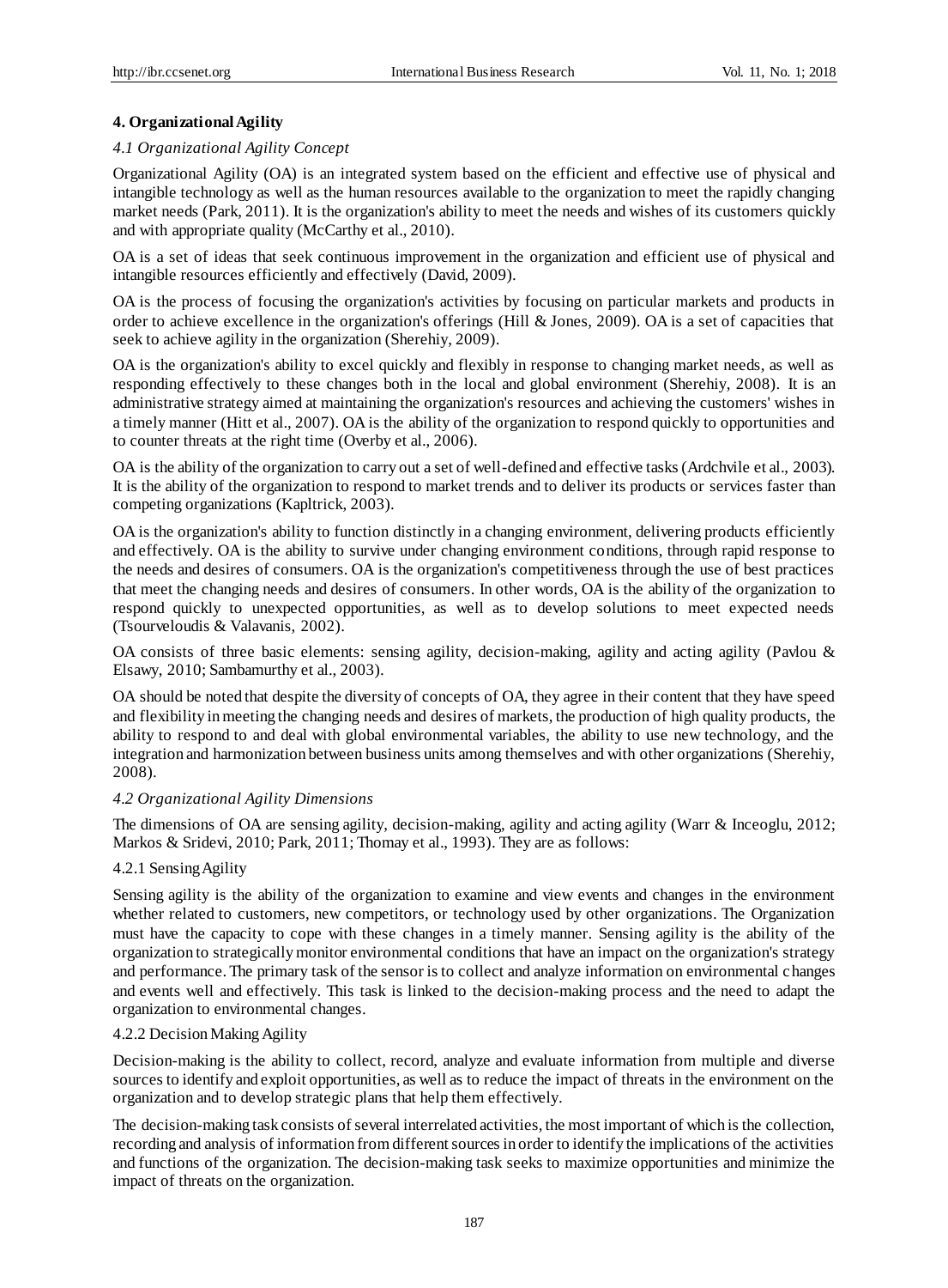## 4. Organizational Agility

### *4.1 Organizational Agility Concept*

Organizational Agility (OA) is an integrated system based on the efficient and effective use of physical and intangible technology as well as the human resources available to the organization to meet the rapidly changing market needs (Park, 2011). It is the organization's ability to meet the needs and wishes of its customers quickly and with appropriate quality (McCarthy et al., 2010).

OA is a set of ideas that seek continuous improvement in the organization and efficient use of physical and intangible resources efficiently and effectively (David, 2009).

OA is the process of focusing the organization's activities by focusing on particular markets and products in order to achieve excellence in the organization's offerings (Hill & Jones, 2009). OA is a set of capacities that seek to achieve agility in the organization (Sherehiy, 2009).

OA is the organization's ability to excel quickly and flexibly in response to changing market needs, as well as responding effectively to these changes both in the local and global environment (Sherehiy, 2008). It is an administrative strategy aimed at maintaining the organization's resources and achieving the customers' wishes in a timely manner (Hitt et al., 2007). OA is the ability of the organization to respond quickly to opportunities and to counter threats at the right time (Overby et al., 2006).

OA is the ability of the organization to carry out a set of well-defined and effective tasks (Ardchvile et al., 2003). It is the ability of the organization to respond to market trends and to deliver its products or services faster than competing organizations (Kapltrick, 2003).

OA is the organization's ability to function distinctly in a changing environment, delivering products efficiently and effectively. OA is the ability to survive under changing environment conditions, through rapid response to the needs and desires of consumers. OA is the organization's competitiveness through the use of best practices that meet the changing needs and desires of consumers. In other words, OA is the ability of the organization to respond quickly to unexpected opportunities, as well as to develop solutions to meet expected needs (Tsourveloudis & Valavanis, 2002).

OA consists of three basic elements: sensing agility, decision-making, agility and acting agility (Pavlou & Elsawy, 2010; Sambamurthy et al., 2003).

OA should be noted that despite the diversity of concepts of OA, they agree in their content that they have speed and flexibility in meeting the changing needs and desires of markets, the production of high quality products, the ability to respond to and deal with global environmental variables, the ability to use new technology, and the integration and harmonization between business units among themselves and with other organizations (Sherehiy, 2008).

### *4.2 Organizational Agility Dimensions*

The dimensions of OA are sensing agility, decision-making, agility and acting agility (Warr & Inceoglu, 2012; Markos & Sridevi, 2010; Park, 2011; Thomay et al., 1993). They are as follows:

#### 4.2.1 Sensing Agility

Sensing agility is the ability of the organization to examine and view events and changes in the environment whether related to customers, new competitors, or technology used by other organizations. The Organization must have the capacity to cope with these changes in a timely manner. Sensing agility is the ability of the organization to strategically monitor environmental conditions that have an impact on the organization's strategy and performance. The primary task of the sensor is to collect and analyze information on environmental changes and events well and effectively. This task is linked to the decision-making process and the need to adapt the organization to environmental changes.

#### 4.2.2 Decision Making Agility

Decision-making is the ability to collect, record, analyze and evaluate information from multiple and diverse sources to identify and exploit opportunities, as well as to reduce the impact of threats in the environment on the organization and to develop strategic plans that help them effectively.

The decision-making task consists of several interrelated activities, the most important of which is the collection, recording and analysis of information from different sources in order to identify the implications of the activities and functions of the organization. The decision-making task seeks to maximize opportunities and minimize the impact of threats on the organization.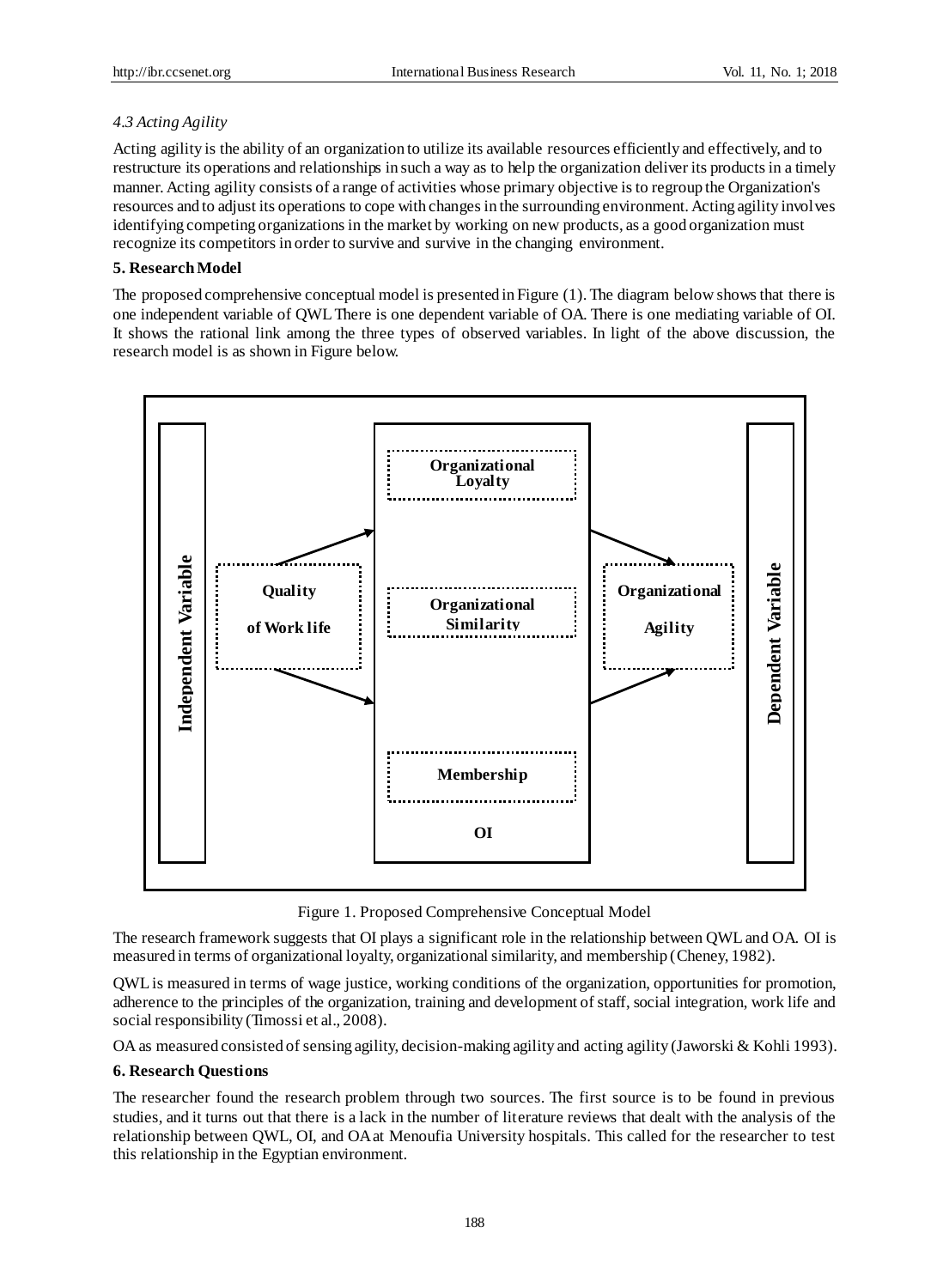*4.3 Acting Agility*

Acting agility is the ability of an organization to utilize its available resources efficiently and effectively, and to restructure its operations and relationships in such a way as to help the organization deliver its products in a timely manner. Acting agility consists of a range of activities whose primary objective is to regroup the Organization's resources and to adjust its operations to cope with changes in the surrounding environment. Acting agility involves identifying competing organizations in the market by working on new products, as a good organization must recognize its competitors in order to survive and survive in the changing environment.

**5. Research Model**

The proposed comprehensive conceptual model is presented in Figure (1). The diagram below shows that there is one independent variable of QWL There is one dependent variable of OA. There is one mediating variable of OI. It shows the rational link among the three types of observed variables. In light of the above discussion, the research model is as shown in Figure below.

Independent Variable | Quality of Work life | OI: Organizational Loyalty, Organizational Similarity, Membership | Organizational Agility | Dependent Variable

Figure 1. Proposed Comprehensive Conceptual Model

The research framework suggests that OI plays a significant role in the relationship between QWL and OA. OI is measured in terms of organizational loyalty, organizational similarity, and membership (Cheney, 1982).

QWL is measured in terms of wage justice, working conditions of the organization, opportunities for promotion, adherence to the principles of the organization, training and development of staff, social integration, work life and social responsibility (Timossi et al., 2008).

OA as measured consisted of sensing agility, decision-making agility and acting agility (Jaworski & Kohli 1993).

**6. Research Questions**

The researcher found the research problem through two sources. The first source is to be found in previous studies, and it turns out that there is a lack in the number of literature reviews that dealt with the analysis of the relationship between QWL, OI, and OA at Menoufia University hospitals. This called for the researcher to test this relationship in the Egyptian environment.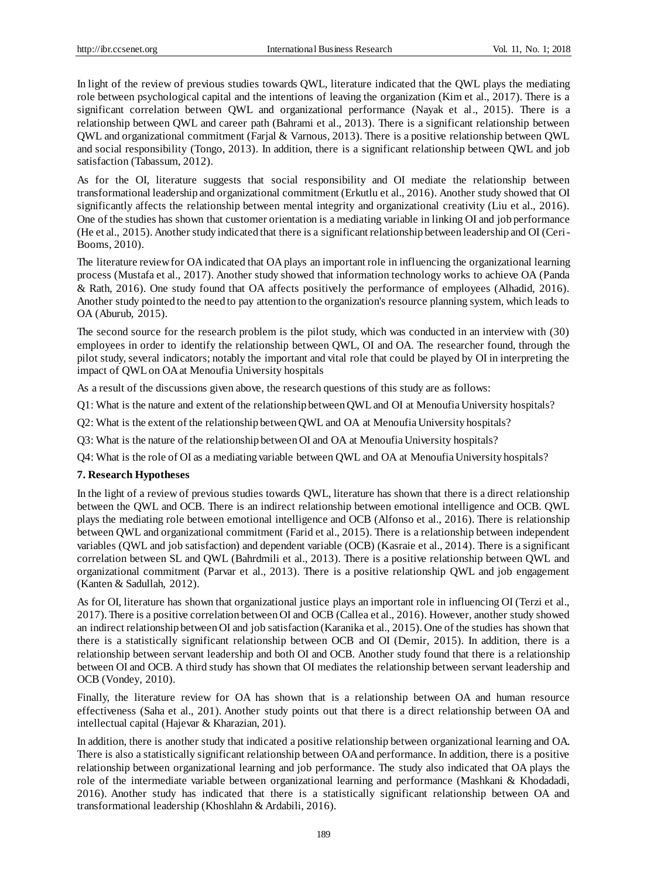In light of the review of previous studies towards QWL, literature indicated that the QWL plays the mediating role between psychological capital and the intentions of leaving the organization (Kim et al., 2017). There is a significant correlation between QWL and organizational performance (Nayak et al., 2015). There is a relationship between QWL and career path (Bahrami et al., 2013). There is a significant relationship between QWL and organizational commitment (Farjal & Varnous, 2013). There is a positive relationship between QWL and social responsibility (Tongo, 2013). In addition, there is a significant relationship between QWL and job satisfaction (Tabassum, 2012).

As for the OI, literature suggests that social responsibility and OI mediate the relationship between transformational leadership and organizational commitment (Erkutlu et al., 2016). Another study showed that OI significantly affects the relationship between mental integrity and organizational creativity (Liu et al., 2016). One of the studies has shown that customer orientation is a mediating variable in linking OI and job performance (He et al., 2015). Another study indicated that there is a significant relationship between leadership and OI (Ceri-Booms, 2010).

The literature review for OA indicated that OA plays an important role in influencing the organizational learning process (Mustafa et al., 2017). Another study showed that information technology works to achieve OA (Panda & Rath, 2016). One study found that OA affects positively the performance of employees (Alhadid, 2016). Another study pointed to the need to pay attention to the organization's resource planning system, which leads to OA (Aburub, 2015).

The second source for the research problem is the pilot study, which was conducted in an interview with (30) employees in order to identify the relationship between QWL, OI and OA. The researcher found, through the pilot study, several indicators; notably the important and vital role that could be played by OI in interpreting the impact of QWL on OA at Menoufia University hospitals

As a result of the discussions given above, the research questions of this study are as follows:

Q1: What is the nature and extent of the relationship between QWL and OI at Menoufia University hospitals?

Q2: What is the extent of the relationship between QWL and OA at Menoufia University hospitals?

Q3: What is the nature of the relationship between OI and OA at Menoufia University hospitals?

Q4: What is the role of OI as a mediating variable between QWL and OA at Menoufia University hospitals?

### 7. Research Hypotheses

In the light of a review of previous studies towards QWL, literature has shown that there is a direct relationship between the QWL and OCB. There is an indirect relationship between emotional intelligence and OCB. QWL plays the mediating role between emotional intelligence and OCB (Alfonso et al., 2016). There is relationship between QWL and organizational commitment (Farid et al., 2015). There is a relationship between independent variables (QWL and job satisfaction) and dependent variable (OCB) (Kasraie et al., 2014). There is a significant correlation between SL and QWL (Bahrdmili et al., 2013). There is a positive relationship between QWL and organizational commitment (Parvar et al., 2013). There is a positive relationship QWL and job engagement (Kanten & Sadullah, 2012).

As for OI, literature has shown that organizational justice plays an important role in influencing OI (Terzi et al., 2017). There is a positive correlation between OI and OCB (Callea et al., 2016). However, another study showed an indirect relationship between OI and job satisfaction (Karanika et al., 2015). One of the studies has shown that there is a statistically significant relationship between OCB and OI (Demir, 2015). In addition, there is a relationship between servant leadership and both OI and OCB. Another study found that there is a relationship between OI and OCB. A third study has shown that OI mediates the relationship between servant leadership and OCB (Vondey, 2010).

Finally, the literature review for OA has shown that is a relationship between OA and human resource effectiveness (Saha et al., 201). Another study points out that there is a direct relationship between OA and intellectual capital (Hajevar & Kharazian, 201).

In addition, there is another study that indicated a positive relationship between organizational learning and OA. There is also a statistically significant relationship between OA and performance. In addition, there is a positive relationship between organizational learning and job performance. The study also indicated that OA plays the role of the intermediate variable between organizational learning and performance (Mashkani & Khodadadi, 2016). Another study has indicated that there is a statistically significant relationship between OA and transformational leadership (Khoshlahn & Ardabili, 2016).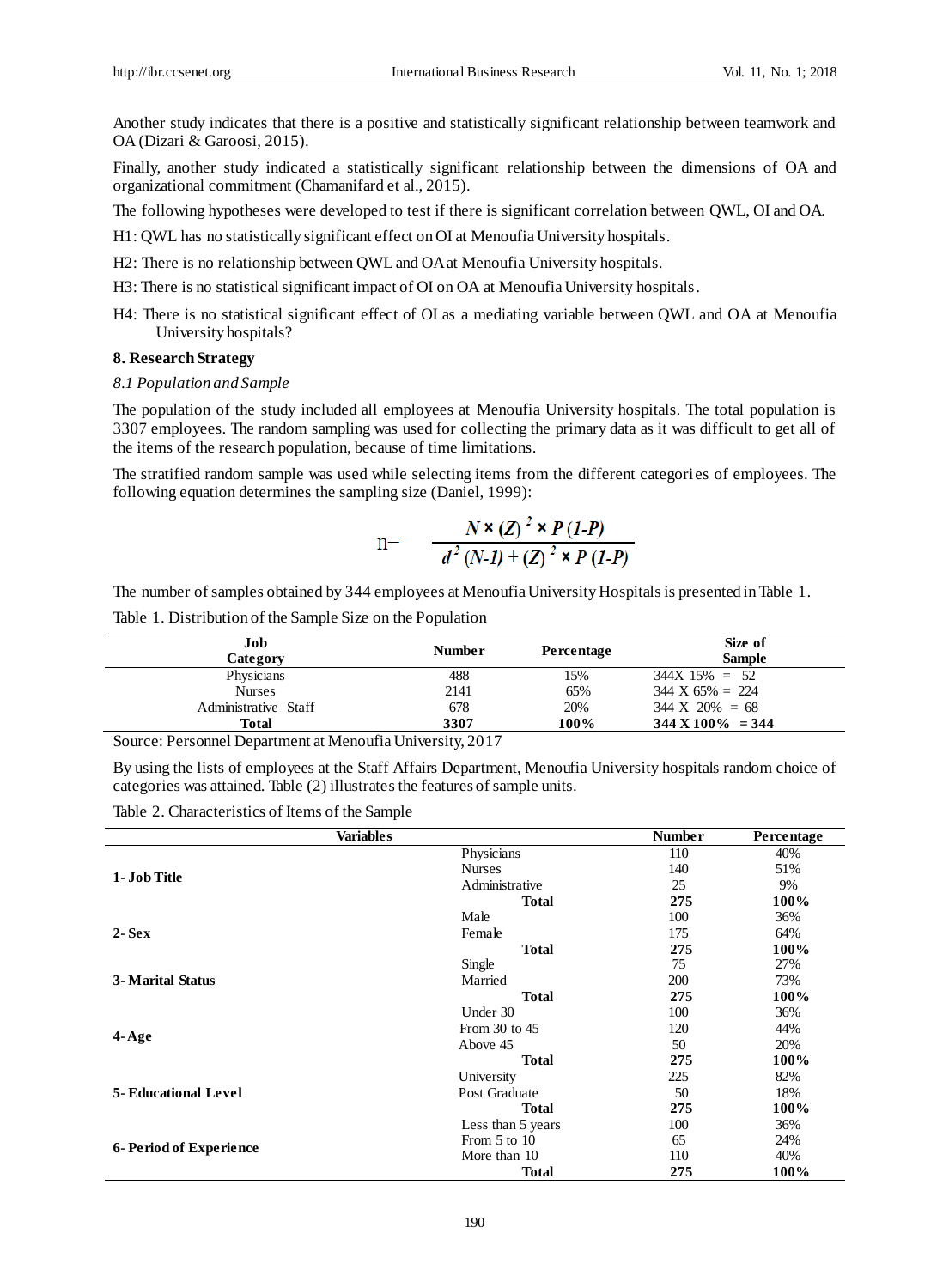Another study indicates that there is a positive and statistically significant relationship between teamwork and OA (Dizari & Garoosi, 2015).

Finally, another study indicated a statistically significant relationship between the dimensions of OA and organizational commitment (Chamanifard et al., 2015).

The following hypotheses were developed to test if there is significant correlation between QWL, OI and OA.

H1: QWL has no statistically significant effect on OI at Menoufia University hospitals.

H2: There is no relationship between QWL and OA at Menoufia University hospitals.

H3: There is no statistical significant impact of OI on OA at Menoufia University hospitals.

H4: There is no statistical significant effect of OI as a mediating variable between QWL and OA at Menoufia University hospitals?

## 8. Research Strategy

### *8.1 Population and Sample*

The population of the study included all employees at Menoufia University hospitals. The total population is 3307 employees. The random sampling was used for collecting the primary data as it was difficult to get all of the items of the research population, because of time limitations.

The stratified random sample was used while selecting items from the different categories of employees. The following equation determines the sampling size (Daniel, 1999):

$$n = \frac{N \times (Z)^2 \times P(1-P)}{d^2 (N-1) + (Z)^2 \times P(1-P)}$$

The number of samples obtained by 344 employees at Menoufia University Hospitals is presented in Table 1.

Table 1. Distribution of the Sample Size on the Population

| Job Category | Number | Percentage | Size of Sample |
|---|---|---|---|
| Physicians | 488 | 15% | 344X 15% = 52 |
| Nurses | 2141 | 65% | 344 X 65% = 224 |
| Administrative Staff | 678 | 20% | 344 X 20% = 68 |
| **Total** | **3307** | **100%** | **344 X 100% = 344** |

Source: Personnel Department at Menoufia University, 2017

By using the lists of employees at the Staff Affairs Department, Menoufia University hospitals random choice of categories was attained. Table (2) illustrates the features of sample units.

Table 2. Characteristics of Items of the Sample

| Variables | | Number | Percentage |
|---|---|---|---|
| **1- Job Title** | Physicians | 110 | 40% |
| | Nurses | 140 | 51% |
| | Administrative | 25 | 9% |
| | **Total** | **275** | **100%** |
| **2- Sex** | Male | 100 | 36% |
| | Female | 175 | 64% |
| | **Total** | **275** | **100%** |
| **3- Marital Status** | Single | 75 | 27% |
| | Married | 200 | 73% |
| | **Total** | **275** | **100%** |
| **4- Age** | Under 30 | 100 | 36% |
| | From 30 to 45 | 120 | 44% |
| | Above 45 | 50 | 20% |
| | **Total** | **275** | **100%** |
| **5- Educational Level** | University | 225 | 82% |
| | Post Graduate | 50 | 18% |
| | **Total** | **275** | **100%** |
| **6- Period of Experience** | Less than 5 years | 100 | 36% |
| | From 5 to 10 | 65 | 24% |
| | More than 10 | 110 | 40% |
| | **Total** | **275** | **100%** |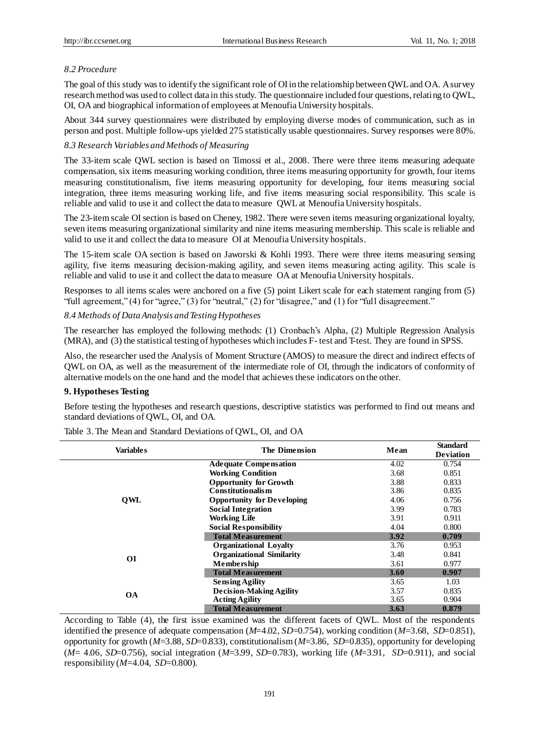### 8.2 Procedure

The goal of this study was to identify the significant role of OI in the relationship between QWL and OA. A survey research method was used to collect data in this study. The questionnaire included four questions, relating to QWL, OI, OA and biographical information of employees at Menoufia University hospitals.

About 344 survey questionnaires were distributed by employing diverse modes of communication, such as in person and post. Multiple follow-ups yielded 275 statistically usable questionnaires. Survey responses were 80%.

### 8.3 Research Variables and Methods of Measuring

The 33-item scale QWL section is based on Timossi et al., 2008. There were three items measuring adequate compensation, six items measuring working condition, three items measuring opportunity for growth, four items measuring constitutionalism, five items measuring opportunity for developing, four items measuring social integration, three items measuring working life, and five items measuring social responsibility. This scale is reliable and valid to use it and collect the data to measure QWL at Menoufia University hospitals.

The 23-item scale OI section is based on Cheney, 1982. There were seven items measuring organizational loyalty, seven items measuring organizational similarity and nine items measuring membership. This scale is reliable and valid to use it and collect the data to measure OI at Menoufia University hospitals.

The 15-item scale OA section is based on Jaworski & Kohli 1993. There were three items measuring sensing agility, five items measuring decision-making agility, and seven items measuring acting agility. This scale is reliable and valid to use it and collect the data to measure OA at Menoufia University hospitals.

Responses to all items scales were anchored on a five (5) point Likert scale for each statement ranging from (5) "full agreement," (4) for "agree," (3) for "neutral," (2) for "disagree," and (1) for "full disagreement."

### 8.4 Methods of Data Analysis and Testing Hypotheses

The researcher has employed the following methods: (1) Cronbach's Alpha, (2) Multiple Regression Analysis (MRA), and (3) the statistical testing of hypotheses which includes F- test and T-test. They are found in SPSS.

Also, the researcher used the Analysis of Moment Structure (AMOS) to measure the direct and indirect effects of QWL on OA, as well as the measurement of the intermediate role of OI, through the indicators of conformity of alternative models on the one hand and the model that achieves these indicators on the other.

## 9. Hypotheses Testing

Before testing the hypotheses and research questions, descriptive statistics was performed to find out means and standard deviations of QWL, OI, and OA.

Table 3. The Mean and Standard Deviations of QWL, OI, and OA

| Variables | The Dimension | Mean | Standard Deviation |
|---|---|---|---|
| QWL | Adequate Compensation | 4.02 | 0.754 |
| | Working Condition | 3.68 | 0.851 |
| | Opportunity for Growth | 3.88 | 0.833 |
| | Constitutionalism | 3.86 | 0.835 |
| | Opportunity for Developing | 4.06 | 0.756 |
| | Social Integration | 3.99 | 0.783 |
| | Working Life | 3.91 | 0.911 |
| | Social Responsibility | 4.04 | 0.800 |
| | **Total Measurement** | **3.92** | **0.709** |
| OI | Organizational Loyalty | 3.76 | 0.953 |
| | Organizational Similarity | 3.48 | 0.841 |
| | Membership | 3.61 | 0.977 |
| | **Total Measurement** | **3.60** | **0.907** |
| OA | Sensing Agility | 3.65 | 1.03 |
| | Decision-Making Agility | 3.57 | 0.835 |
| | Acting Agility | 3.65 | 0.904 |
| | **Total Measurement** | **3.63** | **0.879** |

According to Table (4), the first issue examined was the different facets of QWL. Most of the respondents identified the presence of adequate compensation (*M*=4.02, *SD*=0.754), working condition (*M*=3.68, *SD*=0.851), opportunity for growth (*M*=3.88, *SD*=0.833), constitutionalism (*M*=3.86, *SD*=0.835), opportunity for developing (*M*= 4.06, *SD*=0.756), social integration (*M*=3.99, *SD*=0.783), working life (*M*=3.91, *SD*=0.911), and social responsibility (*M*=4.04, *SD*=0.800).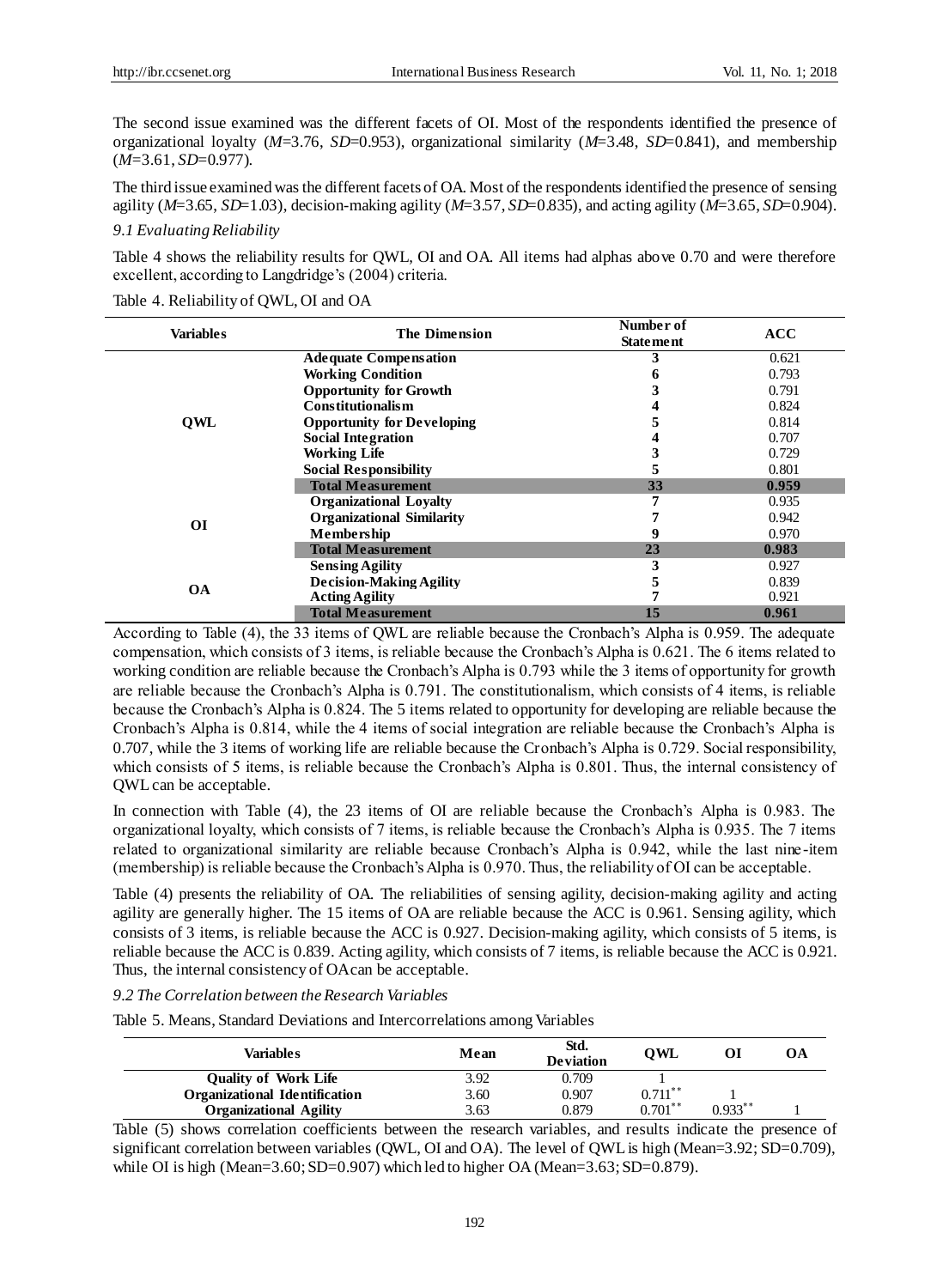The second issue examined was the different facets of OI. Most of the respondents identified the presence of organizational loyalty (*M*=3.76, *SD*=0.953), organizational similarity (*M*=3.48, *SD*=0.841), and membership (*M*=3.61, *SD*=0.977).

The third issue examined was the different facets of OA. Most of the respondents identified the presence of sensing agility (*M*=3.65, *SD*=1.03), decision-making agility (*M*=3.57, *SD*=0.835), and acting agility (*M*=3.65, *SD*=0.904).

### *9.1 Evaluating Reliability*

Table 4 shows the reliability results for QWL, OI and OA. All items had alphas above 0.70 and were therefore excellent, according to Langdridge's (2004) criteria.

Table 4. Reliability of QWL, OI and OA

| Variables | The Dimension | Number of Statement | ACC |
|---|---|---|---|
| QWL | **Adequate Compensation** | 3 | 0.621 |
| | **Working Condition** | 6 | 0.793 |
| | **Opportunity for Growth** | 3 | 0.791 |
| | **Constitutionalism** | 4 | 0.824 |
| | **Opportunity for Developing** | 5 | 0.814 |
| | **Social Integration** | 4 | 0.707 |
| | **Working Life** | 3 | 0.729 |
| | **Social Responsibility** | 5 | 0.801 |
| | **Total Measurement** | **33** | **0.959** |
| OI | **Organizational Loyalty** | 7 | 0.935 |
| | **Organizational Similarity** | 7 | 0.942 |
| | **Membership** | 9 | 0.970 |
| | **Total Measurement** | **23** | **0.983** |
| OA | **Sensing Agility** | 3 | 0.927 |
| | **Decision-Making Agility** | 5 | 0.839 |
| | **Acting Agility** | 7 | 0.921 |
| | **Total Measurement** | **15** | **0.961** |

According to Table (4), the 33 items of QWL are reliable because the Cronbach's Alpha is 0.959. The adequate compensation, which consists of 3 items, is reliable because the Cronbach's Alpha is 0.621. The 6 items related to working condition are reliable because the Cronbach's Alpha is 0.793 while the 3 items of opportunity for growth are reliable because the Cronbach's Alpha is 0.791. The constitutionalism, which consists of 4 items, is reliable because the Cronbach's Alpha is 0.824. The 5 items related to opportunity for developing are reliable because the Cronbach's Alpha is 0.814, while the 4 items of social integration are reliable because the Cronbach's Alpha is 0.707, while the 3 items of working life are reliable because the Cronbach's Alpha is 0.729. Social responsibility, which consists of 5 items, is reliable because the Cronbach's Alpha is 0.801. Thus, the internal consistency of QWL can be acceptable.

In connection with Table (4), the 23 items of OI are reliable because the Cronbach's Alpha is 0.983. The organizational loyalty, which consists of 7 items, is reliable because the Cronbach's Alpha is 0.935. The 7 items related to organizational similarity are reliable because Cronbach's Alpha is 0.942, while the last nine-item (membership) is reliable because the Cronbach's Alpha is 0.970. Thus, the reliability of OI can be acceptable.

Table (4) presents the reliability of OA. The reliabilities of sensing agility, decision-making agility and acting agility are generally higher. The 15 items of OA are reliable because the ACC is 0.961. Sensing agility, which consists of 3 items, is reliable because the ACC is 0.927. Decision-making agility, which consists of 5 items, is reliable because the ACC is 0.839. Acting agility, which consists of 7 items, is reliable because the ACC is 0.921. Thus, the internal consistency of OA can be acceptable.

### *9.2 The Correlation between the Research Variables*

Table 5. Means, Standard Deviations and Intercorrelations among Variables

| Variables | Mean | Std. Deviation | QWL | OI | OA |
|---|---|---|---|---|---|
| **Quality of Work Life** | 3.92 | 0.709 | 1 | | |
| **Organizational Identification** | 3.60 | 0.907 | 0.711** | 1 | |
| **Organizational Agility** | 3.63 | 0.879 | 0.701** | 0.933** | 1 |

Table (5) shows correlation coefficients between the research variables, and results indicate the presence of significant correlation between variables (QWL, OI and OA). The level of QWL is high (Mean=3.92; SD=0.709), while OI is high (Mean=3.60; SD=0.907) which led to higher OA (Mean=3.63; SD=0.879).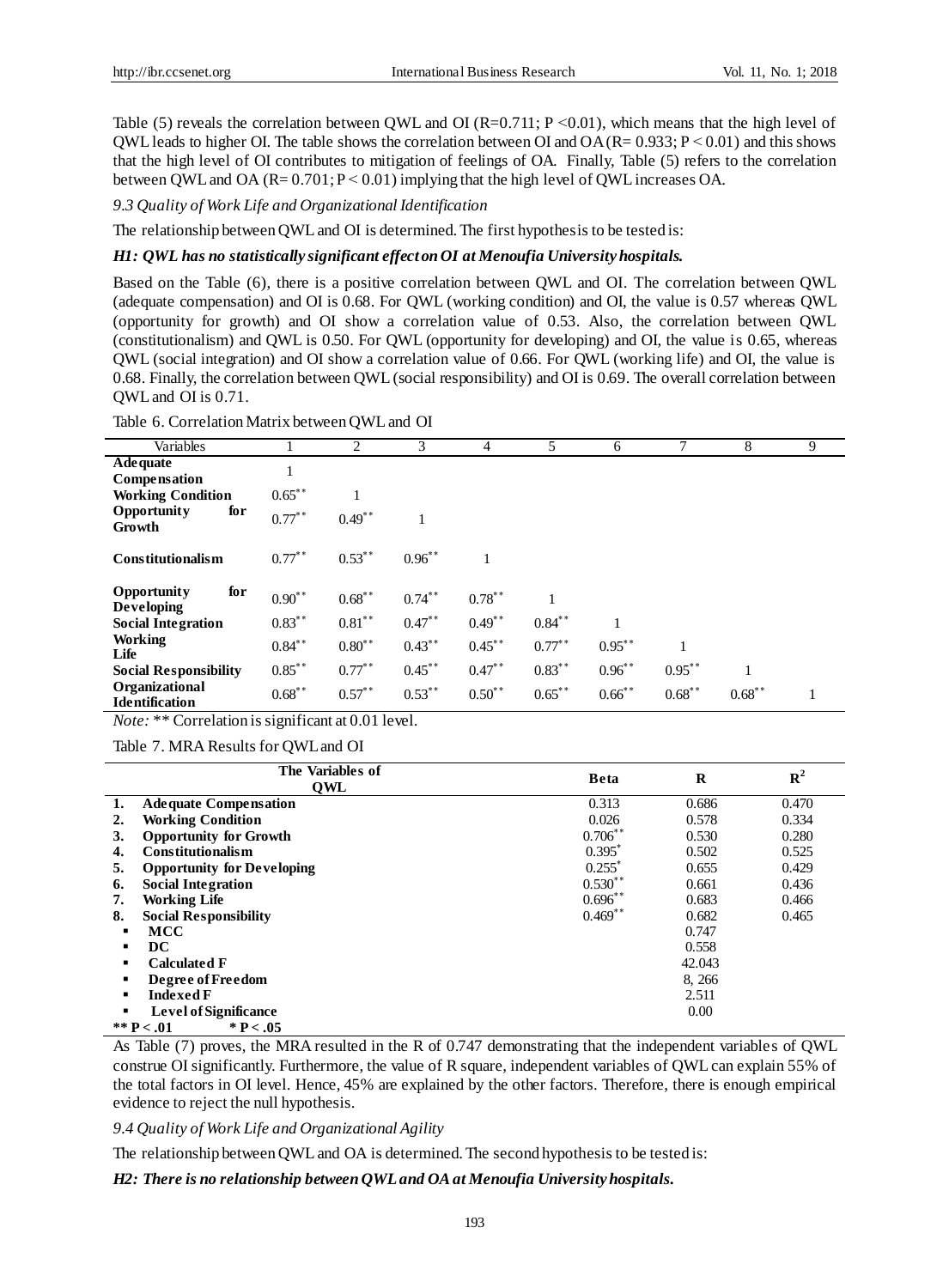Table (5) reveals the correlation between QWL and OI (R=0.711; P <0.01), which means that the high level of QWL leads to higher OI. The table shows the correlation between OI and OA (R= 0.933; P < 0.01) and this shows that the high level of OI contributes to mitigation of feelings of OA. Finally, Table (5) refers to the correlation between QWL and OA (R= 0.701; P < 0.01) implying that the high level of QWL increases OA.

*9.3 Quality of Work Life and Organizational Identification*

The relationship between QWL and OI is determined. The first hypothesis to be tested is:

***H1: QWL has no statistically significant effect on OI at Menoufia University hospitals.***

Based on the Table (6), there is a positive correlation between QWL and OI. The correlation between QWL (adequate compensation) and OI is 0.68. For QWL (working condition) and OI, the value is 0.57 whereas QWL (opportunity for growth) and OI show a correlation value of 0.53. Also, the correlation between QWL (constitutionalism) and QWL is 0.50. For QWL (opportunity for developing) and OI, the value is 0.65, whereas QWL (social integration) and OI show a correlation value of 0.66. For QWL (working life) and OI, the value is 0.68. Finally, the correlation between QWL (social responsibility) and OI is 0.69. The overall correlation between QWL and OI is 0.71.

Table 6. Correlation Matrix between QWL and OI

| Variables | 1 | 2 | 3 | 4 | 5 | 6 | 7 | 8 | 9 |
|---|---|---|---|---|---|---|---|---|---|
| **Adequate Compensation** | 1 | | | | | | | | |
| **Working Condition** | 0.65** | 1 | | | | | | | |
| **Opportunity for Growth** | 0.77** | 0.49** | 1 | | | | | | |
| **Constitutionalism** | 0.77** | 0.53** | 0.96** | 1 | | | | | |
| **Opportunity for Developing** | 0.90** | 0.68** | 0.74** | 0.78** | 1 | | | | |
| **Social Integration** | 0.83** | 0.81** | 0.47** | 0.49** | 0.84** | 1 | | | |
| **Working Life** | 0.84** | 0.80** | 0.43** | 0.45** | 0.77** | 0.95** | 1 | | |
| **Social Responsibility** | 0.85** | 0.77** | 0.45** | 0.47** | 0.83** | 0.96** | 0.95** | 1 | |
| **Organizational Identification** | 0.68** | 0.57** | 0.53** | 0.50** | 0.65** | 0.66** | 0.68** | 0.68** | 1 |

*Note:* ** Correlation is significant at 0.01 level.

Table 7. MRA Results for QWL and OI

| The Variables of QWL | Beta | R | $R^2$ |
|---|---|---|---|
| 1. Adequate Compensation | 0.313 | 0.686 | 0.470 |
| 2. Working Condition | 0.026 | 0.578 | 0.334 |
| 3. Opportunity for Growth | 0.706** | 0.530 | 0.280 |
| 4. Constitutionalism | 0.395* | 0.502 | 0.525 |
| 5. Opportunity for Developing | 0.255* | 0.655 | 0.429 |
| 6. Social Integration | 0.530** | 0.661 | 0.436 |
| 7. Working Life | 0.696** | 0.683 | 0.466 |
| 8. Social Responsibility | 0.469** | 0.682 | 0.465 |
| ▪ MCC | | 0.747 | |
| ▪ DC | | 0.558 | |
| ▪ Calculated F | | 42.043 | |
| ▪ Degree of Freedom | | 8, 266 | |
| ▪ Indexed F | | 2.511 | |
| ▪ Level of Significance | | 0.00 | |
| ** P < .01 * P < .05 | | | |

As Table (7) proves, the MRA resulted in the R of 0.747 demonstrating that the independent variables of QWL construe OI significantly. Furthermore, the value of R square, independent variables of QWL can explain 55% of the total factors in OI level. Hence, 45% are explained by the other factors. Therefore, there is enough empirical evidence to reject the null hypothesis.

*9.4 Quality of Work Life and Organizational Agility*

The relationship between QWL and OA is determined. The second hypothesis to be tested is:

***H2: There is no relationship between QWL and OA at Menoufia University hospitals.***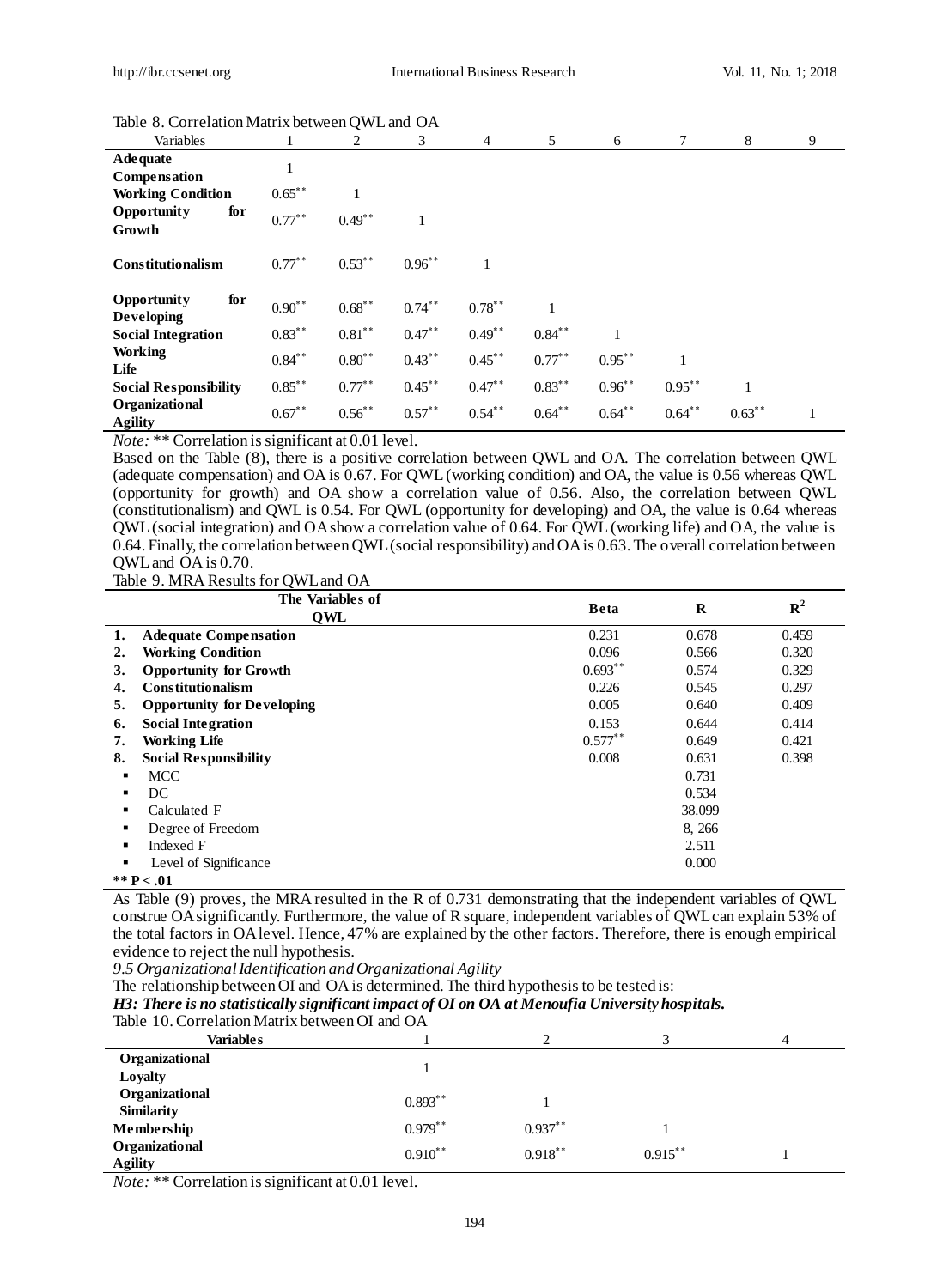Table 8. Correlation Matrix between QWL and OA

| Variables | 1 | 2 | 3 | 4 | 5 | 6 | 7 | 8 | 9 |
|---|---|---|---|---|---|---|---|---|---|
| **Adequate Compensation** | 1 | | | | | | | | |
| **Working Condition** | 0.65** | 1 | | | | | | | |
| **Opportunity for Growth** | 0.77** | 0.49** | 1 | | | | | | |
| **Constitutionalism** | 0.77** | 0.53** | 0.96** | 1 | | | | | |
| **Opportunity for Developing** | 0.90** | 0.68** | 0.74** | 0.78** | 1 | | | | |
| **Social Integration** | 0.83** | 0.81** | 0.47** | 0.49** | 0.84** | 1 | | | |
| **Working Life** | 0.84** | 0.80** | 0.43** | 0.45** | 0.77** | 0.95** | 1 | | |
| **Social Responsibility** | 0.85** | 0.77** | 0.45** | 0.47** | 0.83** | 0.96** | 0.95** | 1 | |
| **Organizational Agility** | 0.67** | 0.56** | 0.57** | 0.54** | 0.64** | 0.64** | 0.64** | 0.63** | 1 |

*Note:* ** Correlation is significant at 0.01 level.

Based on the Table (8), there is a positive correlation between QWL and OA. The correlation between QWL (adequate compensation) and OA is 0.67. For QWL (working condition) and OA, the value is 0.56 whereas QWL (opportunity for growth) and OA show a correlation value of 0.56. Also, the correlation between QWL (constitutionalism) and QWL is 0.54. For QWL (opportunity for developing) and OA, the value is 0.64 whereas QWL (social integration) and OA show a correlation value of 0.64. For QWL (working life) and OA, the value is 0.64. Finally, the correlation between QWL (social responsibility) and OA is 0.63. The overall correlation between QWL and OA is 0.70.

Table 9. MRA Results for QWL and OA

| The Variables of QWL | Beta | R | $R^2$ |
|---|---|---|---|
| **1. Adequate Compensation** | 0.231 | 0.678 | 0.459 |
| **2. Working Condition** | 0.096 | 0.566 | 0.320 |
| **3. Opportunity for Growth** | 0.693** | 0.574 | 0.329 |
| **4. Constitutionalism** | 0.226 | 0.545 | 0.297 |
| **5. Opportunity for Developing** | 0.005 | 0.640 | 0.409 |
| **6. Social Integration** | 0.153 | 0.644 | 0.414 |
| **7. Working Life** | 0.577** | 0.649 | 0.421 |
| **8. Social Responsibility** | 0.008 | 0.631 | 0.398 |
| ▪ MCC | | 0.731 | |
| ▪ DC | | 0.534 | |
| ▪ Calculated F | | 38.099 | |
| ▪ Degree of Freedom | | 8, 266 | |
| ▪ Indexed F | | 2.511 | |
| ▪ Level of Significance | | 0.000 | |

** $P < .01$

As Table (9) proves, the MRA resulted in the R of 0.731 demonstrating that the independent variables of QWL construe OA significantly. Furthermore, the value of R square, independent variables of QWL can explain 53% of the total factors in OA level. Hence, 47% are explained by the other factors. Therefore, there is enough empirical evidence to reject the null hypothesis.

*9.5 Organizational Identification and Organizational Agility*

The relationship between OI and OA is determined. The third hypothesis to be tested is:

***H3: There is no statistically significant impact of OI on OA at Menoufia University hospitals.***

Table 10. Correlation Matrix between OI and OA

| Variables | 1 | 2 | 3 | 4 |
|---|---|---|---|---|
| **Organizational Loyalty** | 1 | | | |
| **Organizational Similarity** | 0.893** | 1 | | |
| **Membership** | 0.979** | 0.937** | 1 | |
| **Organizational Agility** | 0.910** | 0.918** | 0.915** | 1 |

*Note:* ** Correlation is significant at 0.01 level.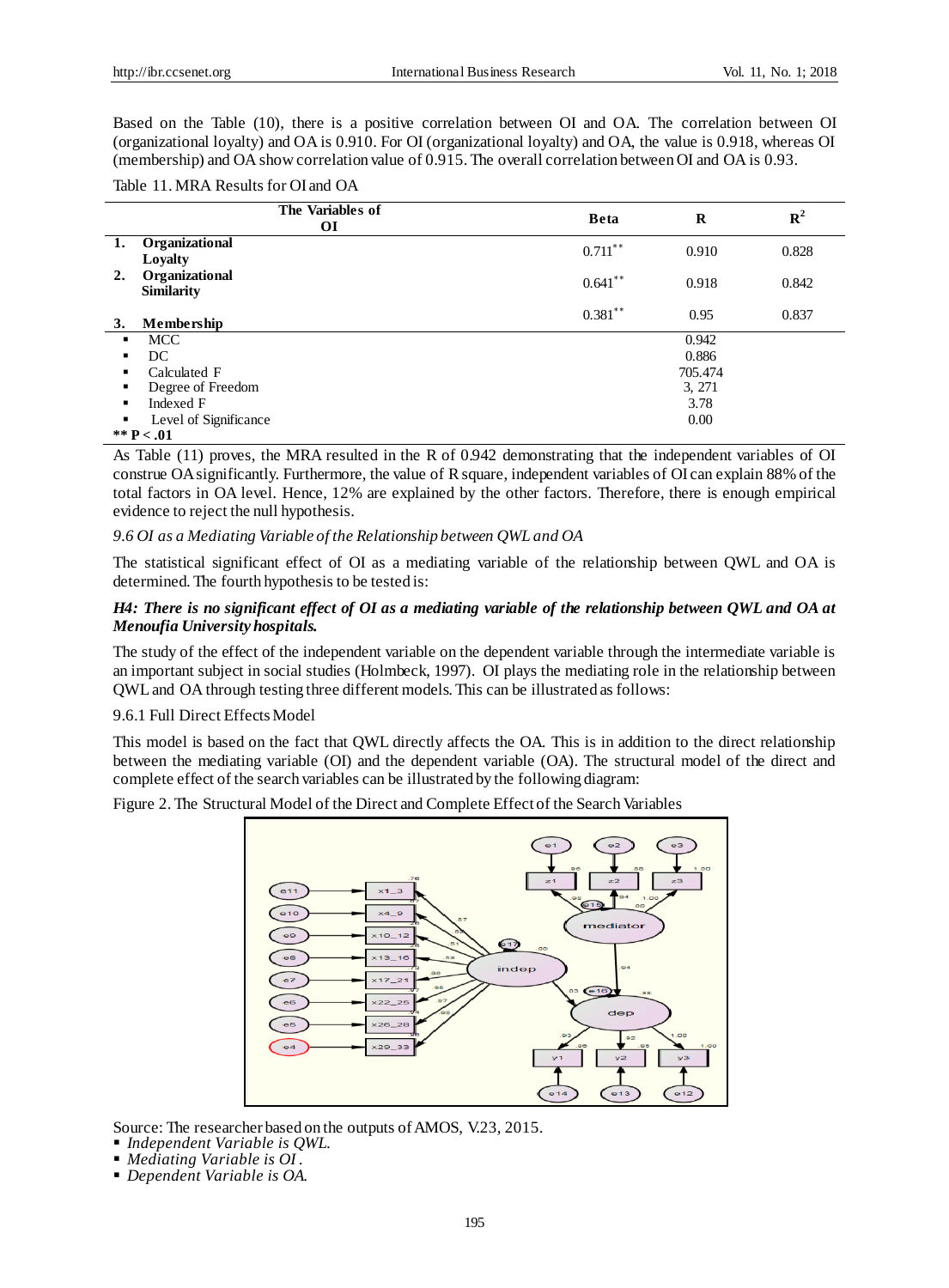Based on the Table (10), there is a positive correlation between OI and OA. The correlation between OI (organizational loyalty) and OA is 0.910. For OI (organizational loyalty) and OA, the value is 0.918, whereas OI (membership) and OA show correlation value of 0.915. The overall correlation between OI and OA is 0.93.

Table 11. MRA Results for OI and OA

| The Variables of OI | Beta | R | $R^2$ |
|---|---|---|---|
| 1. **Organizational Loyalty** | 0.711** | 0.910 | 0.828 |
| 2. **Organizational Similarity** | 0.641** | 0.918 | 0.842 |
| 3. **Membership** | 0.381** | 0.95 | 0.837 |
| ▪ MCC | | 0.942 | |
| ▪ DC | | 0.886 | |
| ▪ Calculated F | | 705.474 | |
| ▪ Degree of Freedom | | 3, 271 | |
| ▪ Indexed F | | 3.78 | |
| ▪ Level of Significance | | 0.00 | |

**** P < .01**

As Table (11) proves, the MRA resulted in the R of 0.942 demonstrating that the independent variables of OI construe OA significantly. Furthermore, the value of R square, independent variables of OI can explain 88% of the total factors in OA level. Hence, 12% are explained by the other factors. Therefore, there is enough empirical evidence to reject the null hypothesis.

*9.6 OI as a Mediating Variable of the Relationship between QWL and OA*

The statistical significant effect of OI as a mediating variable of the relationship between QWL and OA is determined. The fourth hypothesis to be tested is:

***H4: There is no significant effect of OI as a mediating variable of the relationship between QWL and OA at Menoufia University hospitals.***

The study of the effect of the independent variable on the dependent variable through the intermediate variable is an important subject in social studies (Holmbeck, 1997). OI plays the mediating role in the relationship between QWL and OA through testing three different models. This can be illustrated as follows:

9.6.1 Full Direct Effects Model

This model is based on the fact that QWL directly affects the OA. This is in addition to the direct relationship between the mediating variable (OI) and the dependent variable (OA). The structural model of the direct and complete effect of the search variables can be illustrated by the following diagram:

Figure 2. The Structural Model of the Direct and Complete Effect of the Search Variables

Source: The researcher based on the outputs of AMOS, V.23, 2015.

- *Independent Variable is QWL.*
- *Mediating Variable is OI .*
- *Dependent Variable is OA.*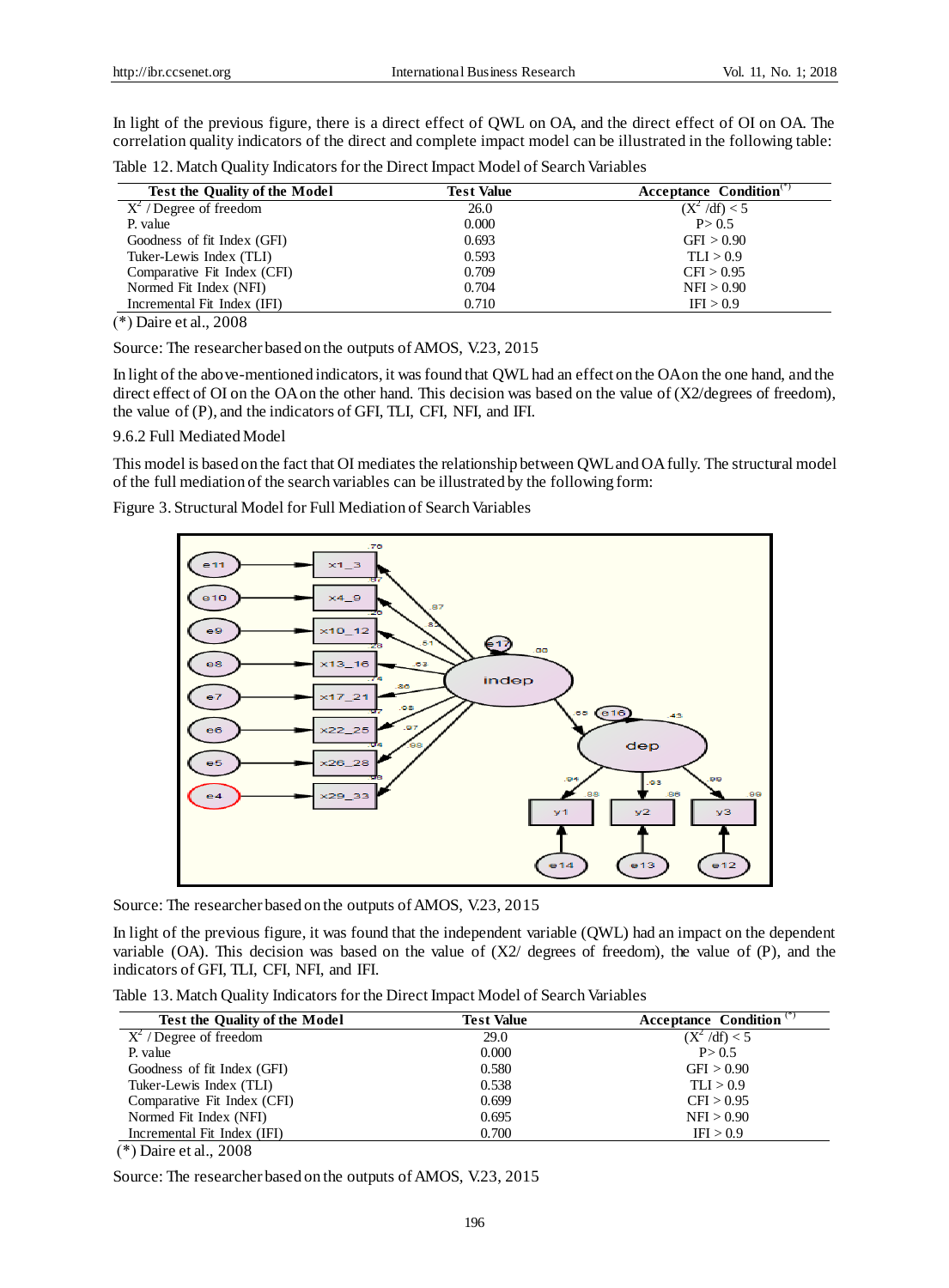In light of the previous figure, there is a direct effect of QWL on OA, and the direct effect of OI on OA. The correlation quality indicators of the direct and complete impact model can be illustrated in the following table:

Table 12. Match Quality Indicators for the Direct Impact Model of Search Variables

| Test the Quality of the Model | Test Value | Acceptance Condition(*) |
|---|---|---|
| $X^2$ / Degree of freedom | 26.0 | $(X^2 /df) < 5$ |
| P. value | 0.000 | P> 0.5 |
| Goodness of fit Index (GFI) | 0.693 | GFI > 0.90 |
| Tuker-Lewis Index (TLI) | 0.593 | TLI > 0.9 |
| Comparative Fit Index (CFI) | 0.709 | CFI > 0.95 |
| Normed Fit Index (NFI) | 0.704 | NFI > 0.90 |
| Incremental Fit Index (IFI) | 0.710 | IFI > 0.9 |

(*) Daire et al., 2008

Source: The researcher based on the outputs of AMOS, V.23, 2015

In light of the above-mentioned indicators, it was found that QWL had an effect on the OA on the one hand, and the direct effect of OI on the OA on the other hand. This decision was based on the value of (X2/degrees of freedom), the value of (P), and the indicators of GFI, TLI, CFI, NFI, and IFI.

9.6.2 Full Mediated Model

This model is based on the fact that OI mediates the relationship between QWL and OA fully. The structural model of the full mediation of the search variables can be illustrated by the following form:

Figure 3. Structural Model for Full Mediation of Search Variables

Source: The researcher based on the outputs of AMOS, V.23, 2015

In light of the previous figure, it was found that the independent variable (QWL) had an impact on the dependent variable (OA). This decision was based on the value of (X2/ degrees of freedom), the value of (P), and the indicators of GFI, TLI, CFI, NFI, and IFI.

Table 13. Match Quality Indicators for the Direct Impact Model of Search Variables

| Test the Quality of the Model | Test Value | Acceptance Condition (*) |
|---|---|---|
| $X^2$ / Degree of freedom | 29.0 | $(X^2 /df) < 5$ |
| P. value | 0.000 | P> 0.5 |
| Goodness of fit Index (GFI) | 0.580 | GFI > 0.90 |
| Tuker-Lewis Index (TLI) | 0.538 | TLI > 0.9 |
| Comparative Fit Index (CFI) | 0.699 | CFI > 0.95 |
| Normed Fit Index (NFI) | 0.695 | NFI > 0.90 |
| Incremental Fit Index (IFI) | 0.700 | IFI > 0.9 |

(*) Daire et al., 2008

Source: The researcher based on the outputs of AMOS, V.23, 2015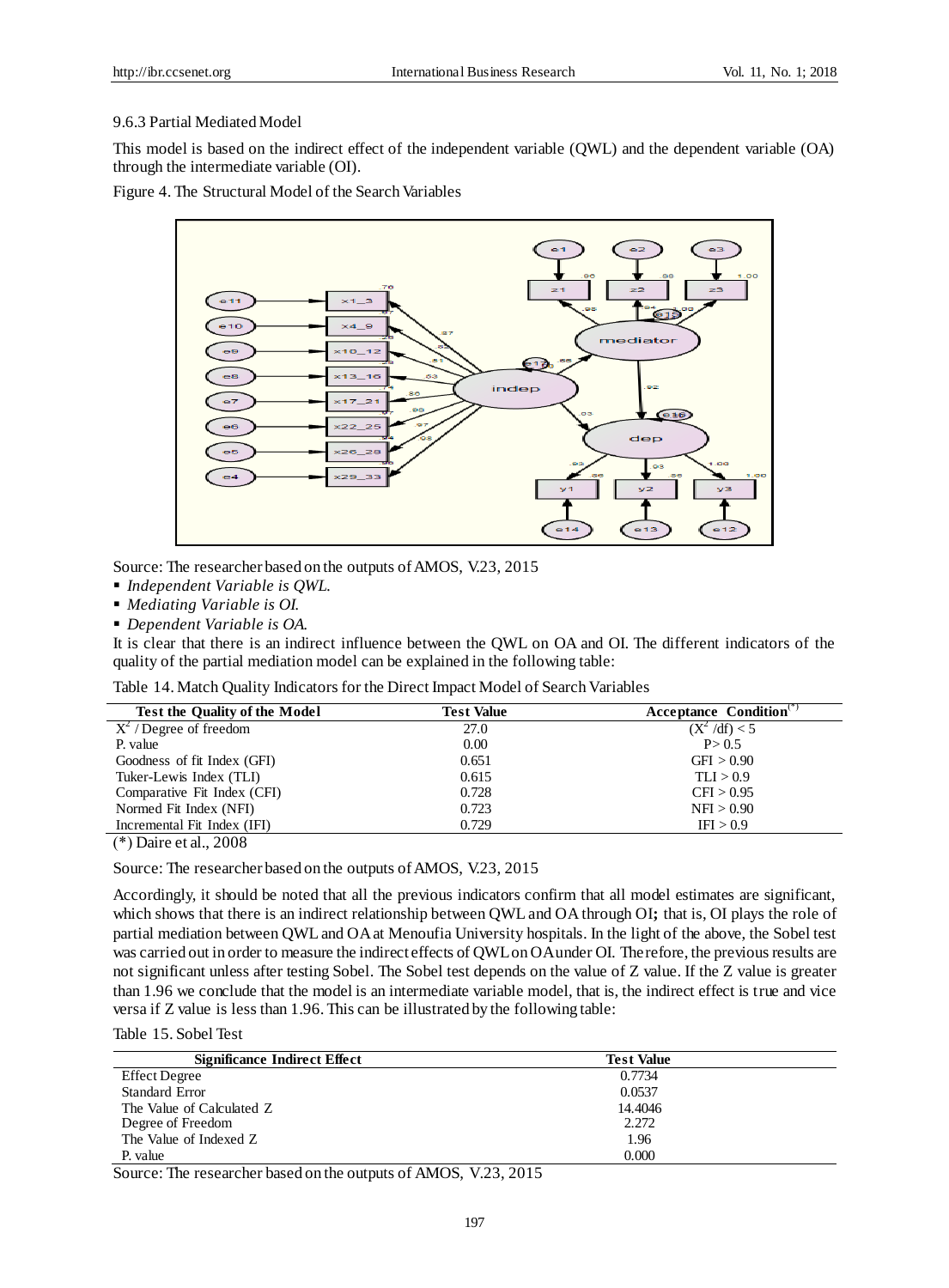9.6.3 Partial Mediated Model

This model is based on the indirect effect of the independent variable (QWL) and the dependent variable (OA) through the intermediate variable (OI).

Figure 4. The Structural Model of the Search Variables

Source: The researcher based on the outputs of AMOS, V.23, 2015

- *Independent Variable is QWL.*
- *Mediating Variable is OI.*
- *Dependent Variable is OA.*

It is clear that there is an indirect influence between the QWL on OA and OI. The different indicators of the quality of the partial mediation model can be explained in the following table:

Table 14. Match Quality Indicators for the Direct Impact Model of Search Variables

| Test the Quality of the Model | Test Value | Acceptance Condition(*) |
|---|---|---|
| $X^2$ / Degree of freedom | 27.0 | $(X^2/df) < 5$ |
| P. value | 0.00 | P > 0.5 |
| Goodness of fit Index (GFI) | 0.651 | GFI > 0.90 |
| Tuker-Lewis Index (TLI) | 0.615 | TLI > 0.9 |
| Comparative Fit Index (CFI) | 0.728 | CFI > 0.95 |
| Normed Fit Index (NFI) | 0.723 | NFI > 0.90 |
| Incremental Fit Index (IFI) | 0.729 | IFI > 0.9 |

(*) Daire et al., 2008

Source: The researcher based on the outputs of AMOS, V.23, 2015

Accordingly, it should be noted that all the previous indicators confirm that all model estimates are significant, which shows that there is an indirect relationship between QWL and OA through OI**;** that is, OI plays the role of partial mediation between QWL and OA at Menoufia University hospitals. In the light of the above, the Sobel test was carried out in order to measure the indirect effects of QWL on OA under OI. Therefore, the previous results are not significant unless after testing Sobel. The Sobel test depends on the value of Z value. If the Z value is greater than 1.96 we conclude that the model is an intermediate variable model, that is, the indirect effect is true and vice versa if Z value is less than 1.96. This can be illustrated by the following table:

Table 15. Sobel Test

| Significance Indirect Effect | Test Value |
|---|---|
| Effect Degree | 0.7734 |
| Standard Error | 0.0537 |
| The Value of Calculated Z | 14.4046 |
| Degree of Freedom | 2.272 |
| The Value of Indexed Z | 1.96 |
| P. value | 0.000 |

Source: The researcher based on the outputs of AMOS, V.23, 2015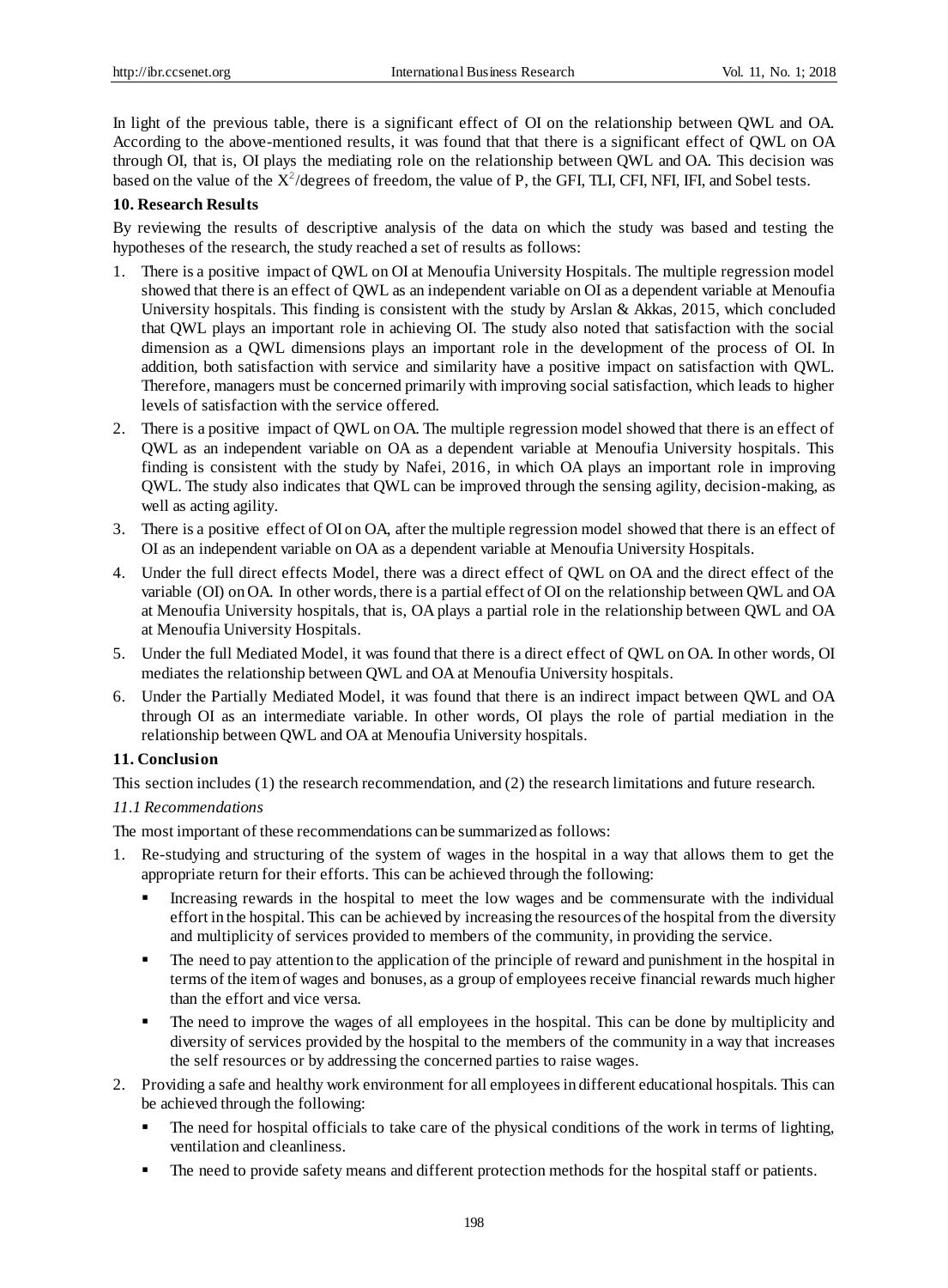In light of the previous table, there is a significant effect of OI on the relationship between QWL and OA. According to the above-mentioned results, it was found that that there is a significant effect of QWL on OA through OI, that is, OI plays the mediating role on the relationship between QWL and OA. This decision was based on the value of the $X^2$/degrees of freedom, the value of P, the GFI, TLI, CFI, NFI, IFI, and Sobel tests.

## 10. Research Results

By reviewing the results of descriptive analysis of the data on which the study was based and testing the hypotheses of the research, the study reached a set of results as follows:

1. There is a positive impact of QWL on OI at Menoufia University Hospitals. The multiple regression model showed that there is an effect of QWL as an independent variable on OI as a dependent variable at Menoufia University hospitals. This finding is consistent with the study by Arslan & Akkas, 2015, which concluded that QWL plays an important role in achieving OI. The study also noted that satisfaction with the social dimension as a QWL dimensions plays an important role in the development of the process of OI. In addition, both satisfaction with service and similarity have a positive impact on satisfaction with QWL. Therefore, managers must be concerned primarily with improving social satisfaction, which leads to higher levels of satisfaction with the service offered.
2. There is a positive impact of QWL on OA. The multiple regression model showed that there is an effect of QWL as an independent variable on OA as a dependent variable at Menoufia University hospitals. This finding is consistent with the study by Nafei, 2016, in which OA plays an important role in improving QWL. The study also indicates that QWL can be improved through the sensing agility, decision-making, as well as acting agility.
3. There is a positive effect of OI on OA, after the multiple regression model showed that there is an effect of OI as an independent variable on OA as a dependent variable at Menoufia University Hospitals.
4. Under the full direct effects Model, there was a direct effect of QWL on OA and the direct effect of the variable (OI) on OA. In other words, there is a partial effect of OI on the relationship between QWL and OA at Menoufia University hospitals, that is, OA plays a partial role in the relationship between QWL and OA at Menoufia University Hospitals.
5. Under the full Mediated Model, it was found that there is a direct effect of QWL on OA. In other words, OI mediates the relationship between QWL and OA at Menoufia University hospitals.
6. Under the Partially Mediated Model, it was found that there is an indirect impact between QWL and OA through OI as an intermediate variable. In other words, OI plays the role of partial mediation in the relationship between QWL and OA at Menoufia University hospitals.

## 11. Conclusion

This section includes (1) the research recommendation, and (2) the research limitations and future research.

### *11.1 Recommendations*

The most important of these recommendations can be summarized as follows:

1. Re-studying and structuring of the system of wages in the hospital in a way that allows them to get the appropriate return for their efforts. This can be achieved through the following:
   - Increasing rewards in the hospital to meet the low wages and be commensurate with the individual effort in the hospital. This can be achieved by increasing the resources of the hospital from the diversity and multiplicity of services provided to members of the community, in providing the service.
   - The need to pay attention to the application of the principle of reward and punishment in the hospital in terms of the item of wages and bonuses, as a group of employees receive financial rewards much higher than the effort and vice versa.
   - The need to improve the wages of all employees in the hospital. This can be done by multiplicity and diversity of services provided by the hospital to the members of the community in a way that increases the self resources or by addressing the concerned parties to raise wages.
2. Providing a safe and healthy work environment for all employees in different educational hospitals. This can be achieved through the following:
   - The need for hospital officials to take care of the physical conditions of the work in terms of lighting, ventilation and cleanliness.
   - The need to provide safety means and different protection methods for the hospital staff or patients.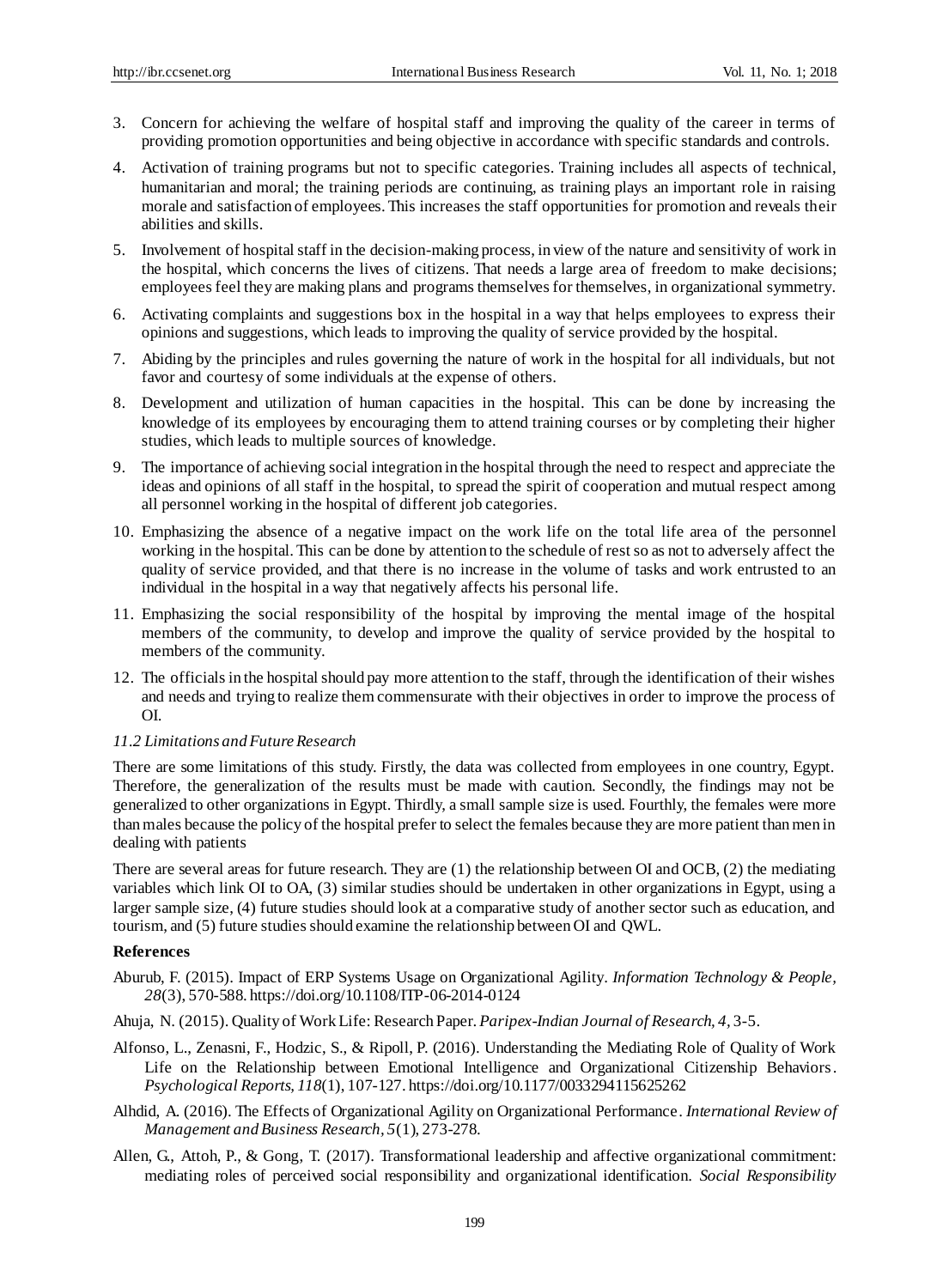3. Concern for achieving the welfare of hospital staff and improving the quality of the career in terms of providing promotion opportunities and being objective in accordance with specific standards and controls.
4. Activation of training programs but not to specific categories. Training includes all aspects of technical, humanitarian and moral; the training periods are continuing, as training plays an important role in raising morale and satisfaction of employees. This increases the staff opportunities for promotion and reveals their abilities and skills.
5. Involvement of hospital staff in the decision-making process, in view of the nature and sensitivity of work in the hospital, which concerns the lives of citizens. That needs a large area of freedom to make decisions; employees feel they are making plans and programs themselves for themselves, in organizational symmetry.
6. Activating complaints and suggestions box in the hospital in a way that helps employees to express their opinions and suggestions, which leads to improving the quality of service provided by the hospital.
7. Abiding by the principles and rules governing the nature of work in the hospital for all individuals, but not favor and courtesy of some individuals at the expense of others.
8. Development and utilization of human capacities in the hospital. This can be done by increasing the knowledge of its employees by encouraging them to attend training courses or by completing their higher studies, which leads to multiple sources of knowledge.
9. The importance of achieving social integration in the hospital through the need to respect and appreciate the ideas and opinions of all staff in the hospital, to spread the spirit of cooperation and mutual respect among all personnel working in the hospital of different job categories.
10. Emphasizing the absence of a negative impact on the work life on the total life area of the personnel working in the hospital. This can be done by attention to the schedule of rest so as not to adversely affect the quality of service provided, and that there is no increase in the volume of tasks and work entrusted to an individual in the hospital in a way that negatively affects his personal life.
11. Emphasizing the social responsibility of the hospital by improving the mental image of the hospital members of the community, to develop and improve the quality of service provided by the hospital to members of the community.
12. The officials in the hospital should pay more attention to the staff, through the identification of their wishes and needs and trying to realize them commensurate with their objectives in order to improve the process of OI.

### *11.2 Limitations and Future Research*

There are some limitations of this study. Firstly, the data was collected from employees in one country, Egypt. Therefore, the generalization of the results must be made with caution. Secondly, the findings may not be generalized to other organizations in Egypt. Thirdly, a small sample size is used. Fourthly, the females were more than males because the policy of the hospital prefer to select the females because they are more patient than men in dealing with patients

There are several areas for future research. They are (1) the relationship between OI and OCB, (2) the mediating variables which link OI to OA, (3) similar studies should be undertaken in other organizations in Egypt, using a larger sample size, (4) future studies should look at a comparative study of another sector such as education, and tourism, and (5) future studies should examine the relationship between OI and QWL.

## References

Aburub, F. (2015). Impact of ERP Systems Usage on Organizational Agility. *Information Technology & People, 28*(3), 570-588. https://doi.org/10.1108/ITP-06-2014-0124

Ahuja, N. (2015). Quality of Work Life: Research Paper. *Paripex-Indian Journal of Research, 4,* 3-5.

Alfonso, L., Zenasni, F., Hodzic, S., & Ripoll, P. (2016). Understanding the Mediating Role of Quality of Work Life on the Relationship between Emotional Intelligence and Organizational Citizenship Behaviors. *Psychological Reports, 118*(1), 107-127. https://doi.org/10.1177/0033294115625262

Alhdid, A. (2016). The Effects of Organizational Agility on Organizational Performance. *International Review of Management and Business Research, 5*(1), 273-278.

Allen, G., Attoh, P., & Gong, T. (2017). Transformational leadership and affective organizational commitment: mediating roles of perceived social responsibility and organizational identification. *Social Responsibility*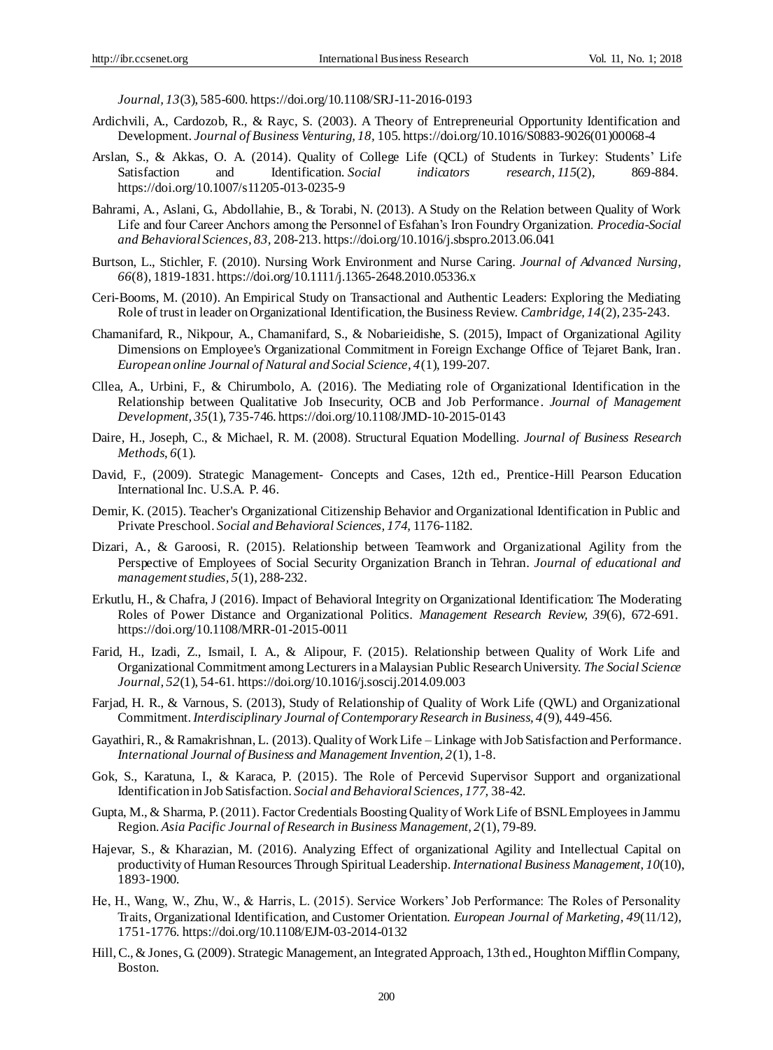*Journal, 13*(3), 585-600. https://doi.org/10.1108/SRJ-11-2016-0193

Ardichvili, A., Cardozob, R., & Rayc, S. (2003). A Theory of Entrepreneurial Opportunity Identification and Development. *Journal of Business Venturing, 18,* 105. https://doi.org/10.1016/S0883-9026(01)00068-4

Arslan, S., & Akkas, O. A. (2014). Quality of College Life (QCL) of Students in Turkey: Students' Life Satisfaction and Identification. *Social indicators research, 115*(2), 869-884. https://doi.org/10.1007/s11205-013-0235-9

Bahrami, A., Aslani, G., Abdollahie, B., & Torabi, N. (2013). A Study on the Relation between Quality of Work Life and four Career Anchors among the Personnel of Esfahan's Iron Foundry Organization. *Procedia-Social and Behavioral Sciences, 83,* 208-213. https://doi.org/10.1016/j.sbspro.2013.06.041

Burtson, L., Stichler, F. (2010). Nursing Work Environment and Nurse Caring. *Journal of Advanced Nursing, 66*(8), 1819-1831. https://doi.org/10.1111/j.1365-2648.2010.05336.x

Ceri-Booms, M. (2010). An Empirical Study on Transactional and Authentic Leaders: Exploring the Mediating Role of trust in leader on Organizational Identification, the Business Review. *Cambridge, 14*(2), 235-243.

Chamanifard, R., Nikpour, A., Chamanifard, S., & Nobarieidishe, S. (2015), Impact of Organizational Agility Dimensions on Employee's Organizational Commitment in Foreign Exchange Office of Tejaret Bank, Iran. *European online Journal of Natural and Social Science, 4*(1), 199-207.

Cllea, A., Urbini, F., & Chirumbolo, A. (2016). The Mediating role of Organizational Identification in the Relationship between Qualitative Job Insecurity, OCB and Job Performance. *Journal of Management Development, 35*(1), 735-746. https://doi.org/10.1108/JMD-10-2015-0143

Daire, H., Joseph, C., & Michael, R. M. (2008). Structural Equation Modelling. *Journal of Business Research Methods, 6*(1).

David, F., (2009). Strategic Management- Concepts and Cases, 12th ed., Prentice-Hill Pearson Education International Inc. U.S.A. P. 46.

Demir, K. (2015). Teacher's Organizational Citizenship Behavior and Organizational Identification in Public and Private Preschool. *Social and Behavioral Sciences, 174,* 1176-1182.

Dizari, A., & Garoosi, R. (2015). Relationship between Teamwork and Organizational Agility from the Perspective of Employees of Social Security Organization Branch in Tehran. *Journal of educational and management studies, 5*(1), 288-232.

Erkutlu, H., & Chafra, J (2016). Impact of Behavioral Integrity on Organizational Identification: The Moderating Roles of Power Distance and Organizational Politics. *Management Research Review, 39*(6), 672-691. https://doi.org/10.1108/MRR-01-2015-0011

Farid, H., Izadi, Z., Ismail, I. A., & Alipour, F. (2015). Relationship between Quality of Work Life and Organizational Commitment among Lecturers in a Malaysian Public Research University. *The Social Science Journal, 52*(1), 54-61. https://doi.org/10.1016/j.soscij.2014.09.003

Farjad, H. R., & Varnous, S. (2013), Study of Relationship of Quality of Work Life (QWL) and Organizational Commitment. *Interdisciplinary Journal of Contemporary Research in Business, 4*(9), 449-456.

Gayathiri, R., & Ramakrishnan, L. (2013). Quality of Work Life – Linkage with Job Satisfaction and Performance. *International Journal of Business and Management Invention, 2*(1), 1-8.

Gok, S., Karatuna, I., & Karaca, P. (2015). The Role of Percevid Supervisor Support and organizational Identification in Job Satisfaction. *Social and Behavioral Sciences, 177,* 38-42.

Gupta, M., & Sharma, P. (2011). Factor Credentials Boosting Quality of Work Life of BSNL Employees in Jammu Region. *Asia Pacific Journal of Research in Business Management, 2*(1), 79-89.

Hajevar, S., & Kharazian, M. (2016). Analyzing Effect of organizational Agility and Intellectual Capital on productivity of Human Resources Through Spiritual Leadership. *International Business Management, 10*(10), 1893-1900.

He, H., Wang, W., Zhu, W., & Harris, L. (2015). Service Workers' Job Performance: The Roles of Personality Traits, Organizational Identification, and Customer Orientation. *European Journal of Marketing, 49*(11/12), 1751-1776. https://doi.org/10.1108/EJM-03-2014-0132

Hill, C., & Jones, G. (2009). Strategic Management, an Integrated Approach, 13th ed., Houghton Mifflin Company, Boston.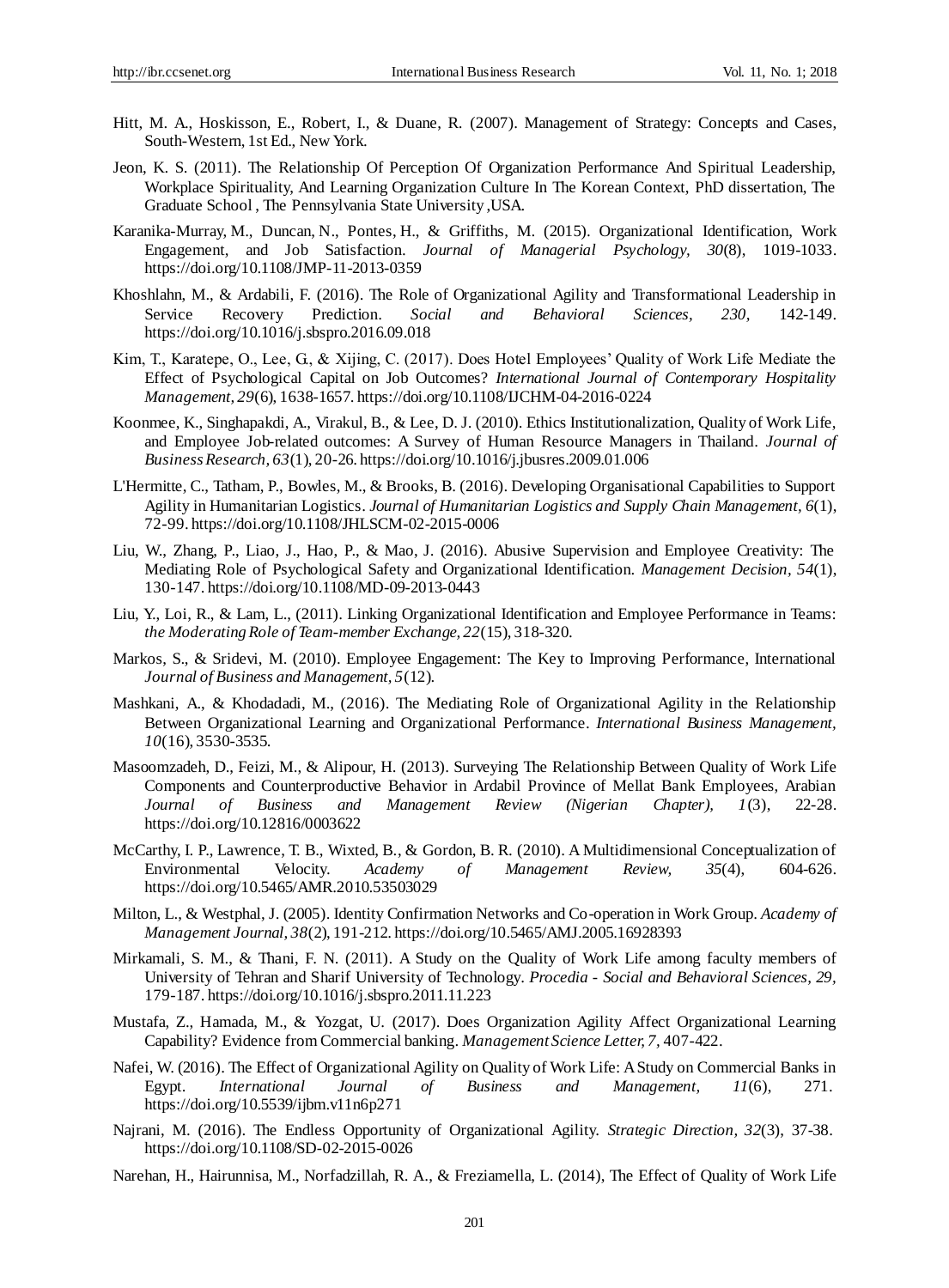Hitt, M. A., Hoskisson, E., Robert, I., & Duane, R. (2007). Management of Strategy: Concepts and Cases, South-Western, 1st Ed., New York.

Jeon, K. S. (2011). The Relationship Of Perception Of Organization Performance And Spiritual Leadership, Workplace Spirituality, And Learning Organization Culture In The Korean Context, PhD dissertation, The Graduate School , The Pennsylvania State University ,USA.

Karanika-Murray, M., Duncan, N., Pontes, H., & Griffiths, M. (2015). Organizational Identification, Work Engagement, and Job Satisfaction. *Journal of Managerial Psychology, 30*(8), 1019-1033. https://doi.org/10.1108/JMP-11-2013-0359

Khoshlahn, M., & Ardabili, F. (2016). The Role of Organizational Agility and Transformational Leadership in Service Recovery Prediction. *Social and Behavioral Sciences, 230,* 142-149. https://doi.org/10.1016/j.sbspro.2016.09.018

Kim, T., Karatepe, O., Lee, G., & Xijing, C. (2017). Does Hotel Employees' Quality of Work Life Mediate the Effect of Psychological Capital on Job Outcomes? *International Journal of Contemporary Hospitality Management, 29*(6), 1638-1657. https://doi.org/10.1108/IJCHM-04-2016-0224

Koonmee, K., Singhapakdi, A., Virakul, B., & Lee, D. J. (2010). Ethics Institutionalization, Quality of Work Life, and Employee Job-related outcomes: A Survey of Human Resource Managers in Thailand. *Journal of Business Research, 63*(1), 20-26. https://doi.org/10.1016/j.jbusres.2009.01.006

L'Hermitte, C., Tatham, P., Bowles, M., & Brooks, B. (2016). Developing Organisational Capabilities to Support Agility in Humanitarian Logistics. *Journal of Humanitarian Logistics and Supply Chain Management, 6*(1), 72-99. https://doi.org/10.1108/JHLSCM-02-2015-0006

Liu, W., Zhang, P., Liao, J., Hao, P., & Mao, J. (2016). Abusive Supervision and Employee Creativity: The Mediating Role of Psychological Safety and Organizational Identification. *Management Decision, 54*(1), 130-147. https://doi.org/10.1108/MD-09-2013-0443

Liu, Y., Loi, R., & Lam, L., (2011). Linking Organizational Identification and Employee Performance in Teams: *the Moderating Role of Team-member Exchange, 22*(15), 318-320.

Markos, S., & Sridevi, M. (2010). Employee Engagement: The Key to Improving Performance, International *Journal of Business and Management, 5*(12).

Mashkani, A., & Khodadadi, M., (2016). The Mediating Role of Organizational Agility in the Relationship Between Organizational Learning and Organizational Performance. *International Business Management, 10*(16), 3530-3535.

Masoomzadeh, D., Feizi, M., & Alipour, H. (2013). Surveying The Relationship Between Quality of Work Life Components and Counterproductive Behavior in Ardabil Province of Mellat Bank Employees, Arabian *Journal of Business and Management Review (Nigerian Chapter), 1*(3), 22-28. https://doi.org/10.12816/0003622

McCarthy, I. P., Lawrence, T. B., Wixted, B., & Gordon, B. R. (2010). A Multidimensional Conceptualization of Environmental Velocity. *Academy of Management Review, 35*(4), 604-626. https://doi.org/10.5465/AMR.2010.53503029

Milton, L., & Westphal, J. (2005). Identity Confirmation Networks and Co-operation in Work Group. *Academy of Management Journal, 38*(2), 191-212. https://doi.org/10.5465/AMJ.2005.16928393

Mirkamali, S. M., & Thani, F. N. (2011). A Study on the Quality of Work Life among faculty members of University of Tehran and Sharif University of Technology. *Procedia - Social and Behavioral Sciences, 29,* 179-187. https://doi.org/10.1016/j.sbspro.2011.11.223

Mustafa, Z., Hamada, M., & Yozgat, U. (2017). Does Organization Agility Affect Organizational Learning Capability? Evidence from Commercial banking. *Management Science Letter, 7,* 407-422.

Nafei, W. (2016). The Effect of Organizational Agility on Quality of Work Life: A Study on Commercial Banks in Egypt. *International Journal of Business and Management, 11*(6), 271. https://doi.org/10.5539/ijbm.v11n6p271

Najrani, M. (2016). The Endless Opportunity of Organizational Agility. *Strategic Direction, 32*(3), 37-38. https://doi.org/10.1108/SD-02-2015-0026

Narehan, H., Hairunnisa, M., Norfadzillah, R. A., & Freziamella, L. (2014), The Effect of Quality of Work Life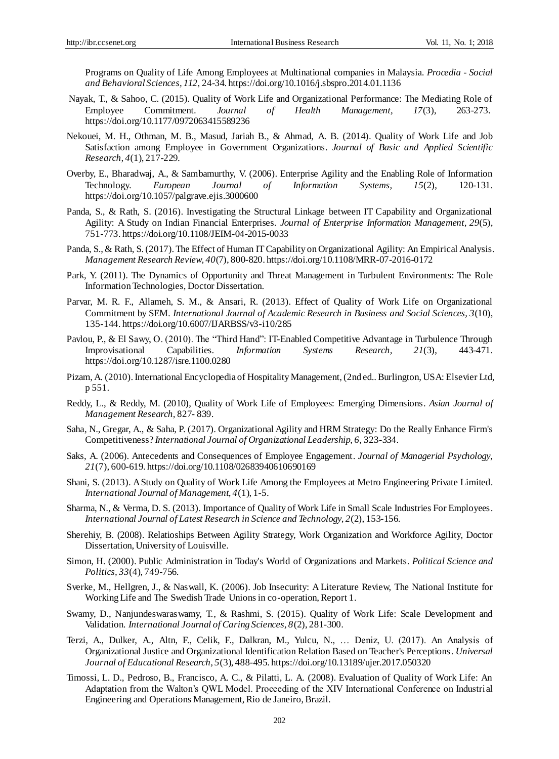Programs on Quality of Life Among Employees at Multinational companies in Malaysia. *Procedia - Social and Behavioral Sciences*, *112*, 24-34. https://doi.org/10.1016/j.sbspro.2014.01.1136

Nayak, T., & Sahoo, C. (2015). Quality of Work Life and Organizational Performance: The Mediating Role of Employee Commitment. *Journal of Health Management*, *17*(3), 263-273. https://doi.org/10.1177/0972063415589236

Nekouei, M. H., Othman, M. B., Masud, Jariah B., & Ahmad, A. B. (2014). Quality of Work Life and Job Satisfaction among Employee in Government Organizations. *Journal of Basic and Applied Scientific Research*, *4*(1), 217-229.

Overby, E., Bharadwaj, A., & Sambamurthy, V. (2006). Enterprise Agility and the Enabling Role of Information Technology. *European Journal of Information Systems*, *15*(2), 120-131. https://doi.org/10.1057/palgrave.ejis.3000600

Panda, S., & Rath, S. (2016). Investigating the Structural Linkage between IT Capability and Organizational Agility: A Study on Indian Financial Enterprises. *Journal of Enterprise Information Management*, *29*(5), 751-773. https://doi.org/10.1108/JEIM-04-2015-0033

Panda, S., & Rath, S. (2017). The Effect of Human IT Capability on Organizational Agility: An Empirical Analysis. *Management Research Review*, *40*(7), 800-820. https://doi.org/10.1108/MRR-07-2016-0172

Park, Y. (2011). The Dynamics of Opportunity and Threat Management in Turbulent Environments: The Role Information Technologies, Doctor Dissertation.

Parvar, M. R. F., Allameh, S. M., & Ansari, R. (2013). Effect of Quality of Work Life on Organizational Commitment by SEM. *International Journal of Academic Research in Business and Social Sciences*, *3*(10), 135-144. https://doi.org/10.6007/IJARBSS/v3-i10/285

Pavlou, P., & El Sawy, O. (2010). The "Third Hand": IT-Enabled Competitive Advantage in Turbulence Through Improvisational Capabilities. *Information Systems Research*, *21*(3), 443-471. https://doi.org/10.1287/isre.1100.0280

Pizam, A. (2010). International Encyclopedia of Hospitality Management, (2nd ed.. Burlington, USA: Elsevier Ltd, p 551.

Reddy, L., & Reddy, M. (2010), Quality of Work Life of Employees: Emerging Dimensions. *Asian Journal of Management Research*, 827- 839.

Saha, N., Gregar, A., & Saha, P. (2017). Organizational Agility and HRM Strategy: Do the Really Enhance Firm's Competitiveness? *International Journal of Organizational Leadership*, *6*, 323-334.

Saks, A. (2006). Antecedents and Consequences of Employee Engagement. *Journal of Managerial Psychology*, *21*(7), 600-619. https://doi.org/10.1108/02683940610690169

Shani, S. (2013). A Study on Quality of Work Life Among the Employees at Metro Engineering Private Limited. *International Journal of Management*, *4*(1), 1-5.

Sharma, N., & Verma, D. S. (2013). Importance of Quality of Work Life in Small Scale Industries For Employees. *International Journal of Latest Research in Science and Technology*, *2*(2), 153-156.

Sherehiy, B. (2008). Relatioships Between Agility Strategy, Work Organization and Workforce Agility, Doctor Dissertation, University of Louisville.

Simon, H. (2000). Public Administration in Today's World of Organizations and Markets. *Political Science and Politics*, *33*(4), 749-756.

Sverke, M., Hellgren, J., & Naswall, K. (2006). Job Insecurity: A Literature Review, The National Institute for Working Life and The Swedish Trade Unions in co-operation, Report 1.

Swamy, D., Nanjundeswaraswamy, T., & Rashmi, S. (2015). Quality of Work Life: Scale Development and Validation. *International Journal of Caring Sciences*, *8*(2), 281-300.

Terzi, A., Dulker, A., Altn, F., Celik, F., Dalkran, M., Yulcu, N., … Deniz, U. (2017). An Analysis of Organizational Justice and Organizational Identification Relation Based on Teacher's Perceptions. *Universal Journal of Educational Research*, *5*(3), 488-495. https://doi.org/10.13189/ujer.2017.050320

Timossi, L. D., Pedroso, B., Francisco, A. C., & Pilatti, L. A. (2008). Evaluation of Quality of Work Life: An Adaptation from the Walton's QWL Model. Proceeding of the XIV International Conference on Industrial Engineering and Operations Management, Rio de Janeiro, Brazil.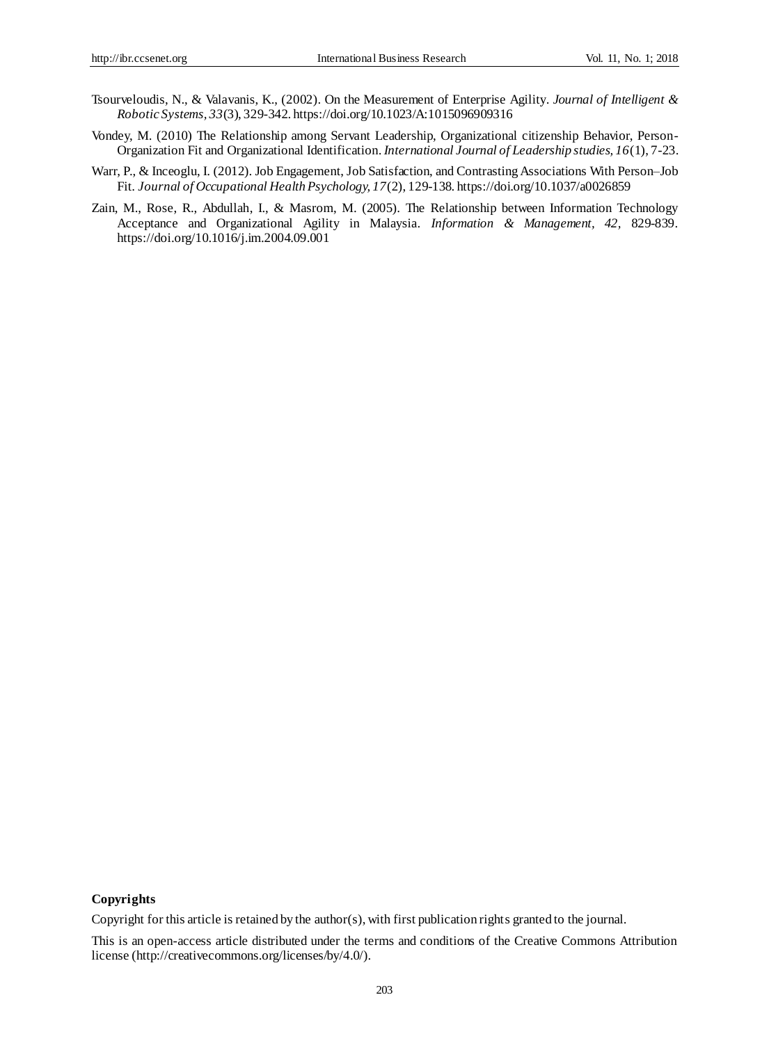Tsourveloudis, N., & Valavanis, K., (2002). On the Measurement of Enterprise Agility. *Journal of Intelligent & Robotic Systems, 33*(3), 329-342. https://doi.org/10.1023/A:1015096909316

Vondey, M. (2010) The Relationship among Servant Leadership, Organizational citizenship Behavior, Person-Organization Fit and Organizational Identification. *International Journal of Leadership studies, 16*(1), 7-23.

Warr, P., & Inceoglu, I. (2012). Job Engagement, Job Satisfaction, and Contrasting Associations With Person–Job Fit. *Journal of Occupational Health Psychology, 17*(2), 129-138. https://doi.org/10.1037/a0026859

Zain, M., Rose, R., Abdullah, I., & Masrom, M. (2005). The Relationship between Information Technology Acceptance and Organizational Agility in Malaysia. *Information & Management, 42,* 829-839. https://doi.org/10.1016/j.im.2004.09.001

**Copyrights**

Copyright for this article is retained by the author(s), with first publication rights granted to the journal.

This is an open-access article distributed under the terms and conditions of the Creative Commons Attribution license (http://creativecommons.org/licenses/by/4.0/).